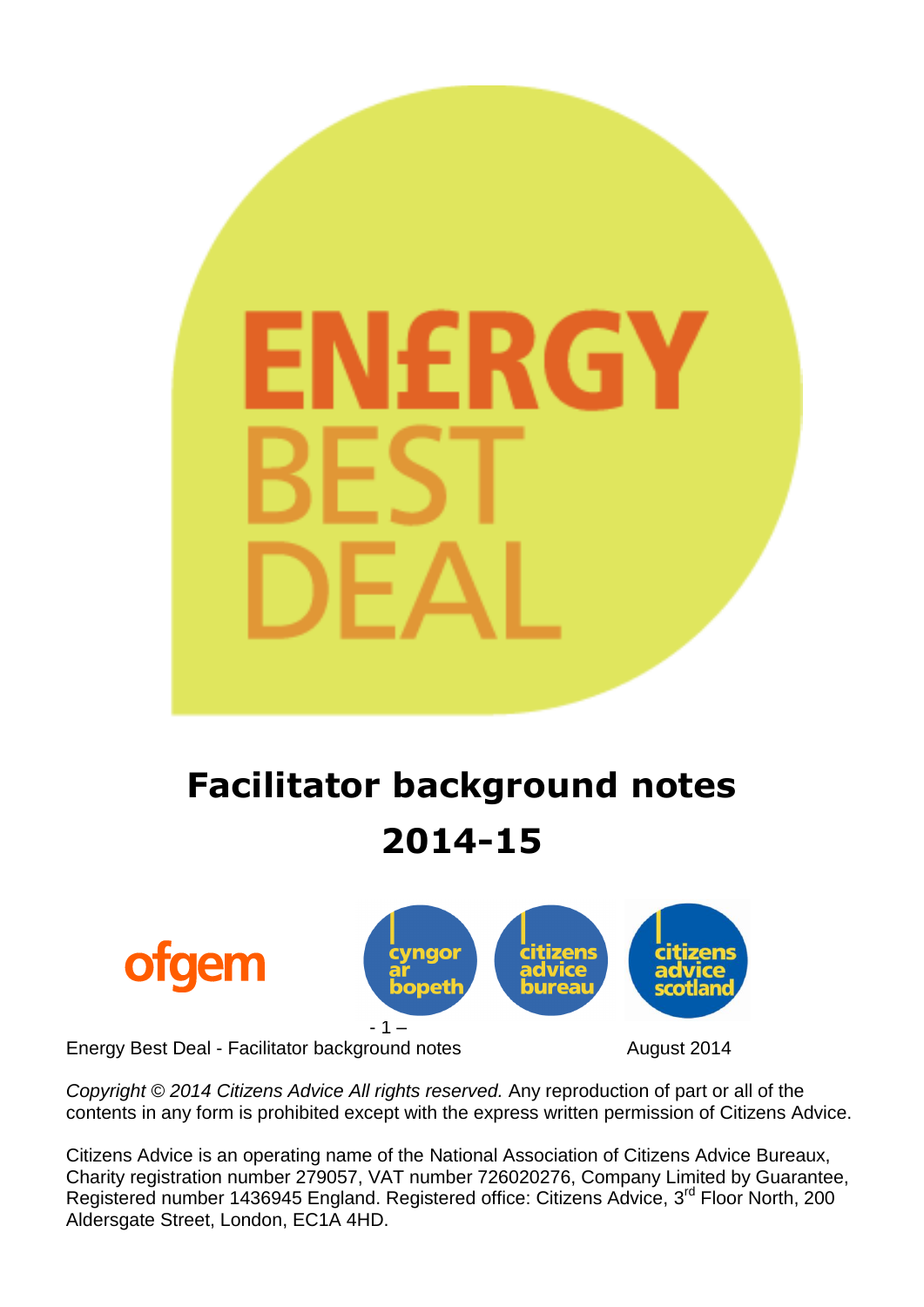# ENERGY BEST DEAL

# Facilitator background notes 2014-15

ofgem

cyngor ar bopeth | citizens advice bureau | citizens advice scotland

Energy Best Deal - Facilitator background notes August 2014

*Copyright © 2014 Citizens Advice All rights reserved.* Any reproduction of part or all of the contents in any form is prohibited except with the express written permission of Citizens Advice.

Citizens Advice is an operating name of the National Association of Citizens Advice Bureaux, Charity registration number 279057, VAT number 726020276, Company Limited by Guarantee, Registered number 1436945 England. Registered office: Citizens Advice, 3rd Floor North, 200 Aldersgate Street, London, EC1A 4HD.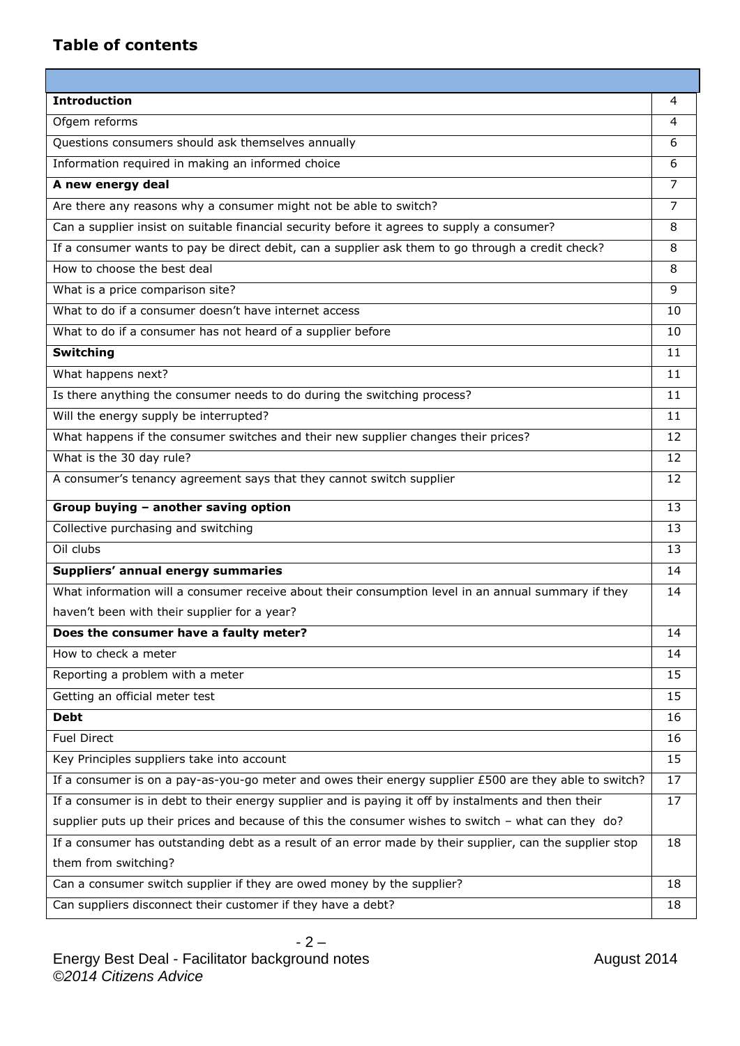## Table of contents

| | |
|---|---|
| **Introduction** | 4 |
| Ofgem reforms | 4 |
| Questions consumers should ask themselves annually | 6 |
| Information required in making an informed choice | 6 |
| **A new energy deal** | 7 |
| Are there any reasons why a consumer might not be able to switch? | 7 |
| Can a supplier insist on suitable financial security before it agrees to supply a consumer? | 8 |
| If a consumer wants to pay be direct debit, can a supplier ask them to go through a credit check? | 8 |
| How to choose the best deal | 8 |
| What is a price comparison site? | 9 |
| What to do if a consumer doesn't have internet access | 10 |
| What to do if a consumer has not heard of a supplier before | 10 |
| **Switching** | 11 |
| What happens next? | 11 |
| Is there anything the consumer needs to do during the switching process? | 11 |
| Will the energy supply be interrupted? | 11 |
| What happens if the consumer switches and their new supplier changes their prices? | 12 |
| What is the 30 day rule? | 12 |
| A consumer's tenancy agreement says that they cannot switch supplier | 12 |
| **Group buying – another saving option** | 13 |
| Collective purchasing and switching | 13 |
| Oil clubs | 13 |
| **Suppliers' annual energy summaries** | 14 |
| What information will a consumer receive about their consumption level in an annual summary if they haven't been with their supplier for a year? | 14 |
| **Does the consumer have a faulty meter?** | 14 |
| How to check a meter | 14 |
| Reporting a problem with a meter | 15 |
| Getting an official meter test | 15 |
| **Debt** | 16 |
| Fuel Direct | 16 |
| Key Principles suppliers take into account | 15 |
| If a consumer is on a pay-as-you-go meter and owes their energy supplier £500 are they able to switch? | 17 |
| If a consumer is in debt to their energy supplier and is paying it off by instalments and then their supplier puts up their prices and because of this the consumer wishes to switch – what can they do? | 17 |
| If a consumer has outstanding debt as a result of an error made by their supplier, can the supplier stop them from switching? | 18 |
| Can a consumer switch supplier if they are owed money by the supplier? | 18 |
| Can suppliers disconnect their customer if they have a debt? | 18 |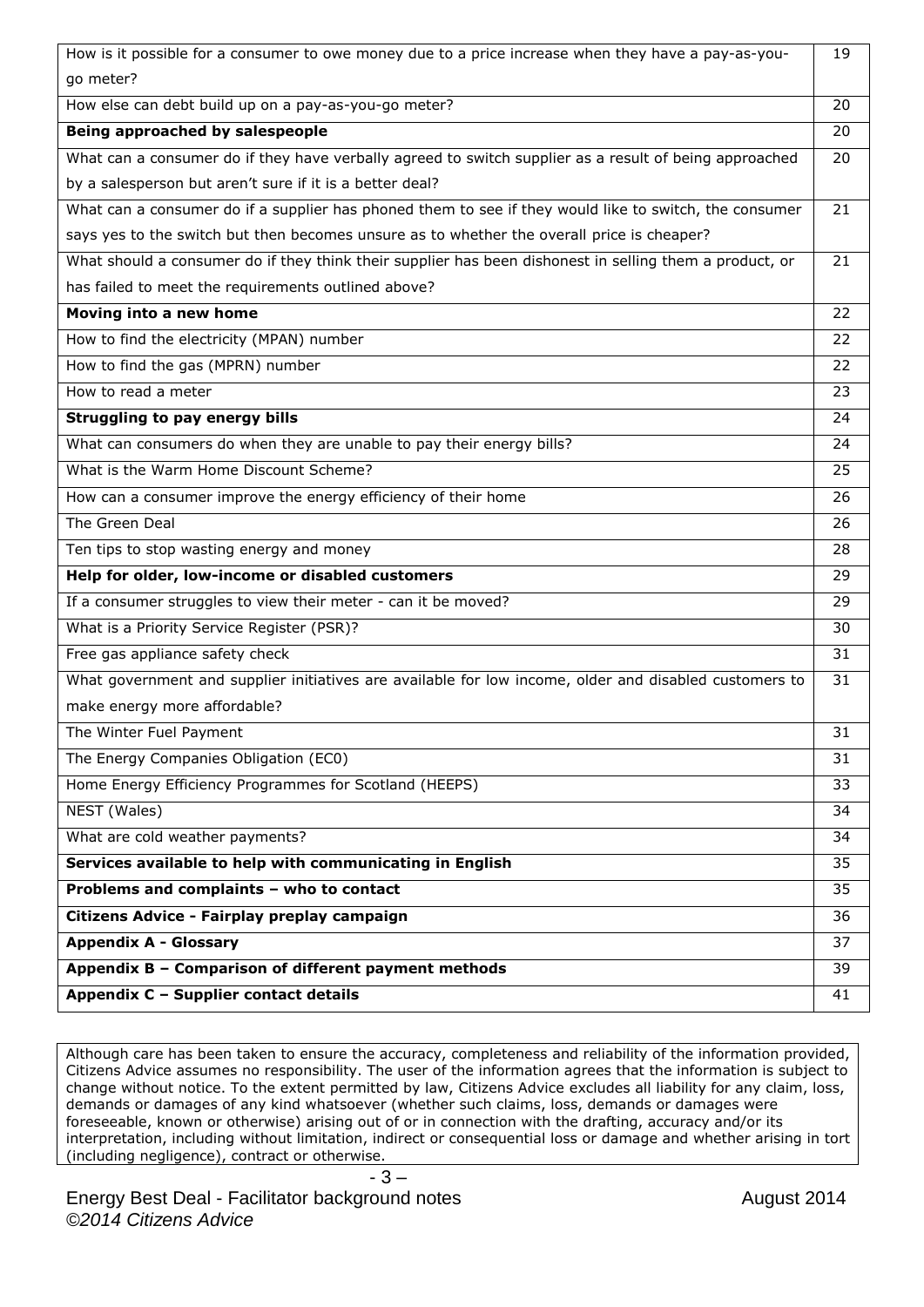| | |
|---|---|
| How is it possible for a consumer to owe money due to a price increase when they have a pay-as-you-go meter? | 19 |
| How else can debt build up on a pay-as-you-go meter? | 20 |
| **Being approached by salespeople** | 20 |
| What can a consumer do if they have verbally agreed to switch supplier as a result of being approached by a salesperson but aren't sure if it is a better deal? | 20 |
| What can a consumer do if a supplier has phoned them to see if they would like to switch, the consumer says yes to the switch but then becomes unsure as to whether the overall price is cheaper? | 21 |
| What should a consumer do if they think their supplier has been dishonest in selling them a product, or has failed to meet the requirements outlined above? | 21 |
| **Moving into a new home** | 22 |
| How to find the electricity (MPAN) number | 22 |
| How to find the gas (MPRN) number | 22 |
| How to read a meter | 23 |
| **Struggling to pay energy bills** | 24 |
| What can consumers do when they are unable to pay their energy bills? | 24 |
| What is the Warm Home Discount Scheme? | 25 |
| How can a consumer improve the energy efficiency of their home | 26 |
| The Green Deal | 26 |
| Ten tips to stop wasting energy and money | 28 |
| **Help for older, low-income or disabled customers** | 29 |
| If a consumer struggles to view their meter - can it be moved? | 29 |
| What is a Priority Service Register (PSR)? | 30 |
| Free gas appliance safety check | 31 |
| What government and supplier initiatives are available for low income, older and disabled customers to make energy more affordable? | 31 |
| The Winter Fuel Payment | 31 |
| The Energy Companies Obligation (EC0) | 31 |
| Home Energy Efficiency Programmes for Scotland (HEEPS) | 33 |
| NEST (Wales) | 34 |
| What are cold weather payments? | 34 |
| **Services available to help with communicating in English** | 35 |
| **Problems and complaints – who to contact** | 35 |
| **Citizens Advice - Fairplay preplay campaign** | 36 |
| **Appendix A - Glossary** | 37 |
| **Appendix B – Comparison of different payment methods** | 39 |
| **Appendix C – Supplier contact details** | 41 |

Although care has been taken to ensure the accuracy, completeness and reliability of the information provided, Citizens Advice assumes no responsibility. The user of the information agrees that the information is subject to change without notice. To the extent permitted by law, Citizens Advice excludes all liability for any claim, loss, demands or damages of any kind whatsoever (whether such claims, loss, demands or damages were foreseeable, known or otherwise) arising out of or in connection with the drafting, accuracy and/or its interpretation, including without limitation, indirect or consequential loss or damage and whether arising in tort (including negligence), contract or otherwise.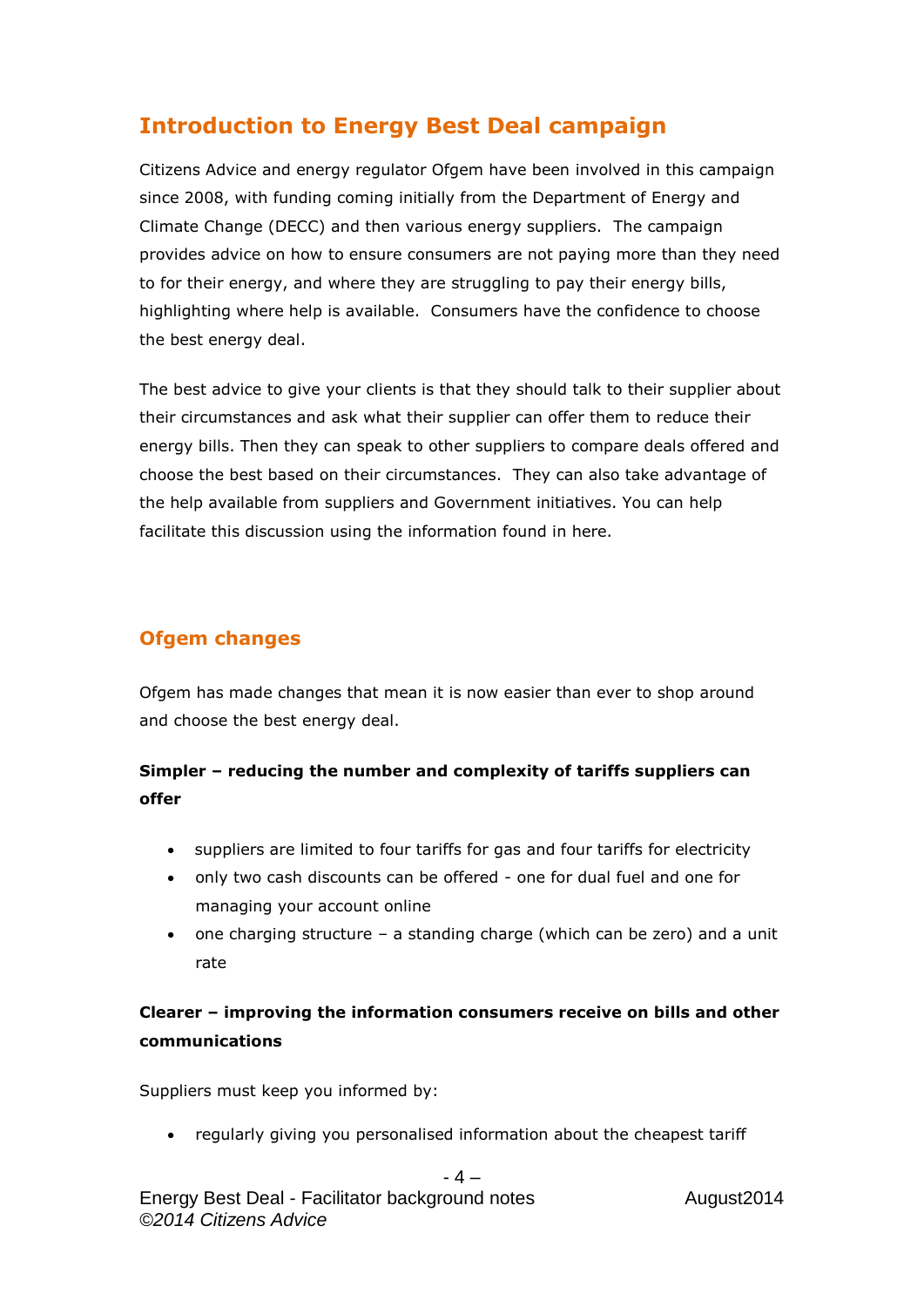## Introduction to Energy Best Deal campaign

Citizens Advice and energy regulator Ofgem have been involved in this campaign since 2008, with funding coming initially from the Department of Energy and Climate Change (DECC) and then various energy suppliers. The campaign provides advice on how to ensure consumers are not paying more than they need to for their energy, and where they are struggling to pay their energy bills, highlighting where help is available. Consumers have the confidence to choose the best energy deal.

The best advice to give your clients is that they should talk to their supplier about their circumstances and ask what their supplier can offer them to reduce their energy bills. Then they can speak to other suppliers to compare deals offered and choose the best based on their circumstances. They can also take advantage of the help available from suppliers and Government initiatives. You can help facilitate this discussion using the information found in here.

## Ofgem changes

Ofgem has made changes that mean it is now easier than ever to shop around and choose the best energy deal.

**Simpler – reducing the number and complexity of tariffs suppliers can offer**

- suppliers are limited to four tariffs for gas and four tariffs for electricity
- only two cash discounts can be offered - one for dual fuel and one for managing your account online
- one charging structure – a standing charge (which can be zero) and a unit rate

**Clearer – improving the information consumers receive on bills and other communications**

Suppliers must keep you informed by:

- regularly giving you personalised information about the cheapest tariff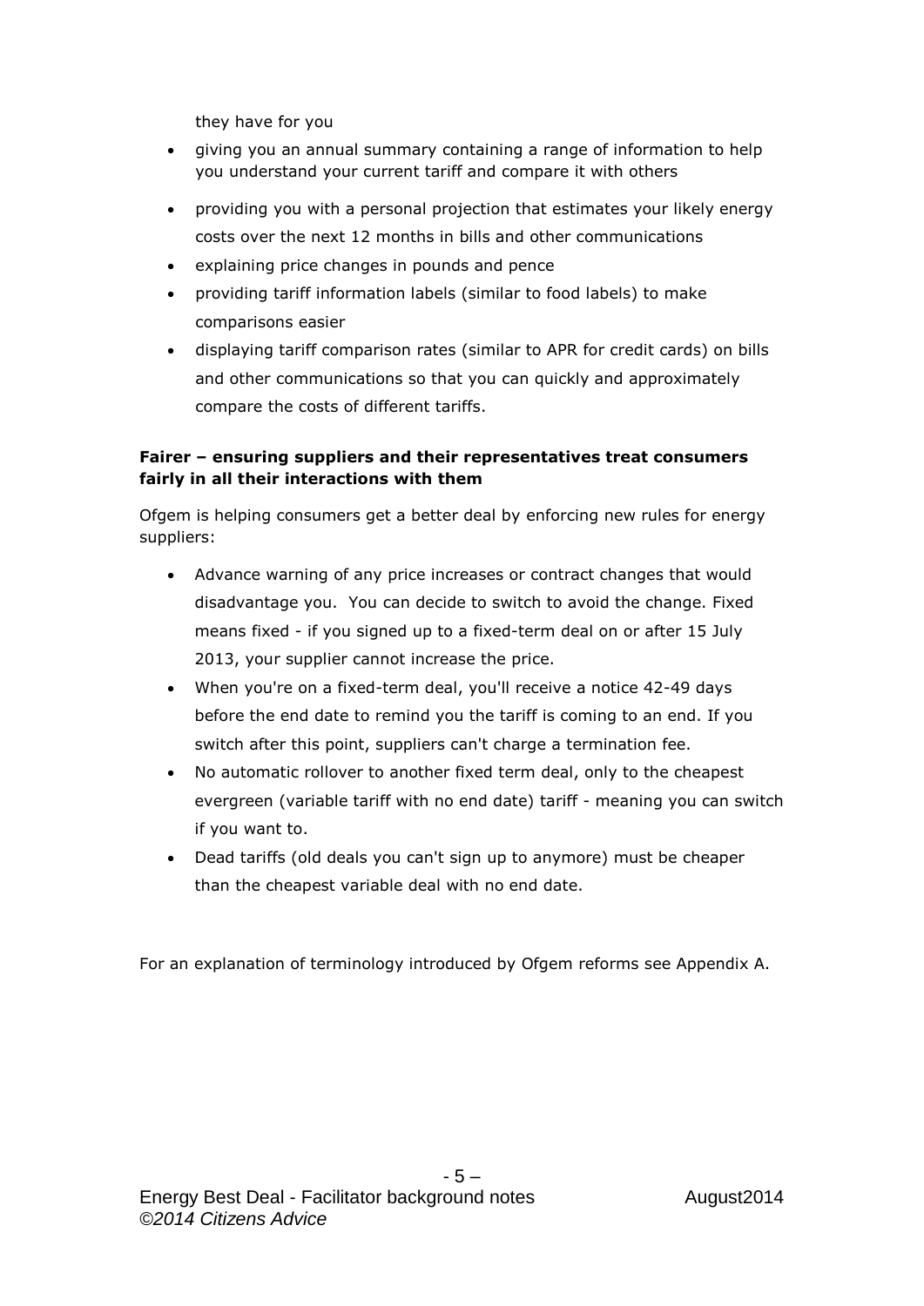they have for you

- giving you an annual summary containing a range of information to help you understand your current tariff and compare it with others
- providing you with a personal projection that estimates your likely energy costs over the next 12 months in bills and other communications
- explaining price changes in pounds and pence
- providing tariff information labels (similar to food labels) to make comparisons easier
- displaying tariff comparison rates (similar to APR for credit cards) on bills and other communications so that you can quickly and approximately compare the costs of different tariffs.

**Fairer – ensuring suppliers and their representatives treat consumers fairly in all their interactions with them**

Ofgem is helping consumers get a better deal by enforcing new rules for energy suppliers:

- Advance warning of any price increases or contract changes that would disadvantage you. You can decide to switch to avoid the change. Fixed means fixed - if you signed up to a fixed-term deal on or after 15 July 2013, your supplier cannot increase the price.
- When you're on a fixed-term deal, you'll receive a notice 42-49 days before the end date to remind you the tariff is coming to an end. If you switch after this point, suppliers can't charge a termination fee.
- No automatic rollover to another fixed term deal, only to the cheapest evergreen (variable tariff with no end date) tariff - meaning you can switch if you want to.
- Dead tariffs (old deals you can't sign up to anymore) must be cheaper than the cheapest variable deal with no end date.

For an explanation of terminology introduced by Ofgem reforms see Appendix A.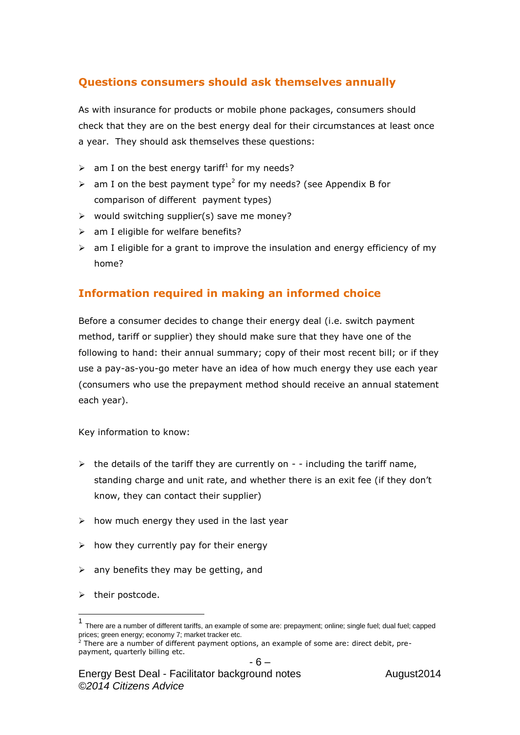## Questions consumers should ask themselves annually

As with insurance for products or mobile phone packages, consumers should check that they are on the best energy deal for their circumstances at least once a year. They should ask themselves these questions:

- am I on the best energy tariff[1] for my needs?
- am I on the best payment type[2] for my needs? (see Appendix B for comparison of different payment types)
- would switching supplier(s) save me money?
- am I eligible for welfare benefits?
- am I eligible for a grant to improve the insulation and energy efficiency of my home?

## Information required in making an informed choice

Before a consumer decides to change their energy deal (i.e. switch payment method, tariff or supplier) they should make sure that they have one of the following to hand: their annual summary; copy of their most recent bill; or if they use a pay-as-you-go meter have an idea of how much energy they use each year (consumers who use the prepayment method should receive an annual statement each year).

Key information to know:

- the details of the tariff they are currently on - - including the tariff name, standing charge and unit rate, and whether there is an exit fee (if they don't know, they can contact their supplier)
- how much energy they used in the last year
- how they currently pay for their energy
- any benefits they may be getting, and
- their postcode.

---

[1] There are a number of different tariffs, an example of some are: prepayment; online; single fuel; dual fuel; capped prices; green energy; economy 7; market tracker etc.

[2] There are a number of different payment options, an example of some are: direct debit, pre-payment, quarterly billing etc.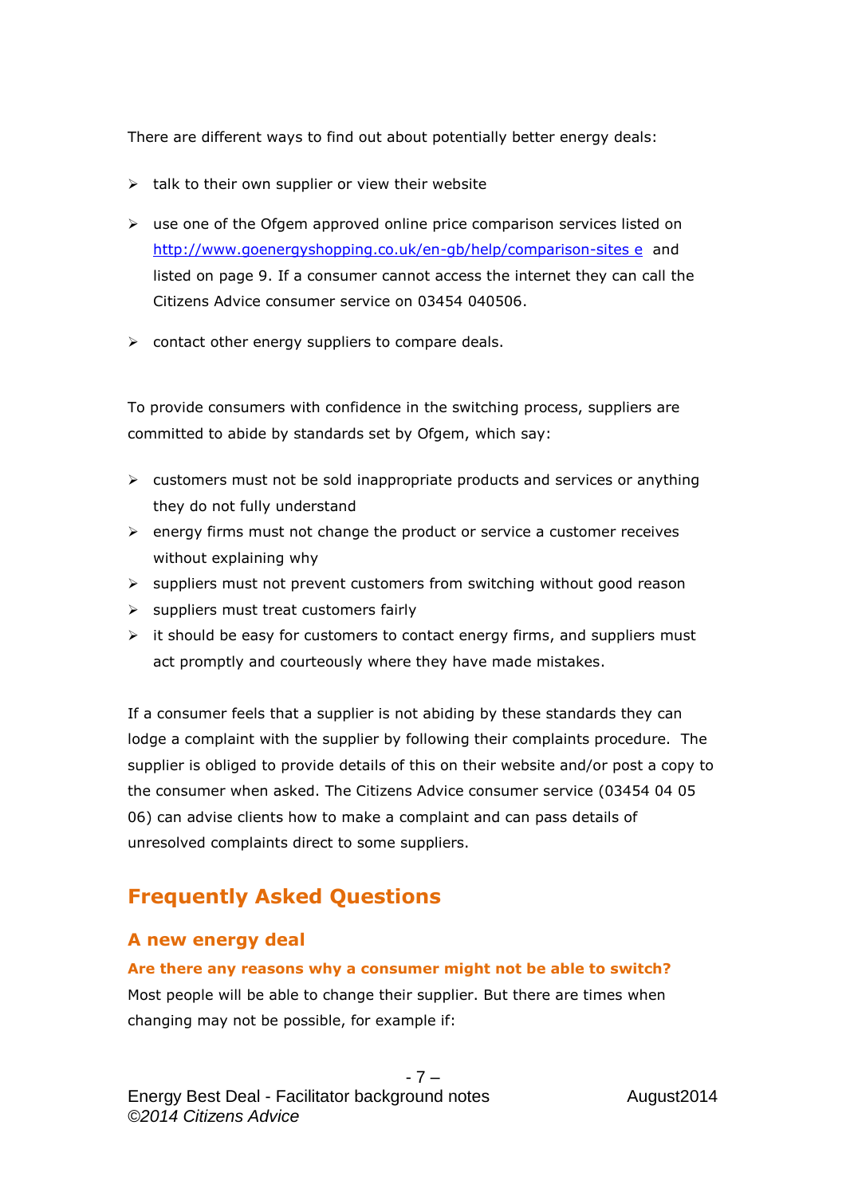There are different ways to find out about potentially better energy deals:

- talk to their own supplier or view their website
- use one of the Ofgem approved online price comparison services listed on [http://www.goenergyshopping.co.uk/en-gb/help/comparison-sites e](http://www.goenergyshopping.co.uk/en-gb/help/comparison-sites) and listed on page 9. If a consumer cannot access the internet they can call the Citizens Advice consumer service on 03454 040506.
- contact other energy suppliers to compare deals.

To provide consumers with confidence in the switching process, suppliers are committed to abide by standards set by Ofgem, which say:

- customers must not be sold inappropriate products and services or anything they do not fully understand
- energy firms must not change the product or service a customer receives without explaining why
- suppliers must not prevent customers from switching without good reason
- suppliers must treat customers fairly
- it should be easy for customers to contact energy firms, and suppliers must act promptly and courteously where they have made mistakes.

If a consumer feels that a supplier is not abiding by these standards they can lodge a complaint with the supplier by following their complaints procedure. The supplier is obliged to provide details of this on their website and/or post a copy to the consumer when asked. The Citizens Advice consumer service (03454 04 05 06) can advise clients how to make a complaint and can pass details of unresolved complaints direct to some suppliers.

# Frequently Asked Questions

## A new energy deal

### Are there any reasons why a consumer might not be able to switch?

Most people will be able to change their supplier. But there are times when changing may not be possible, for example if: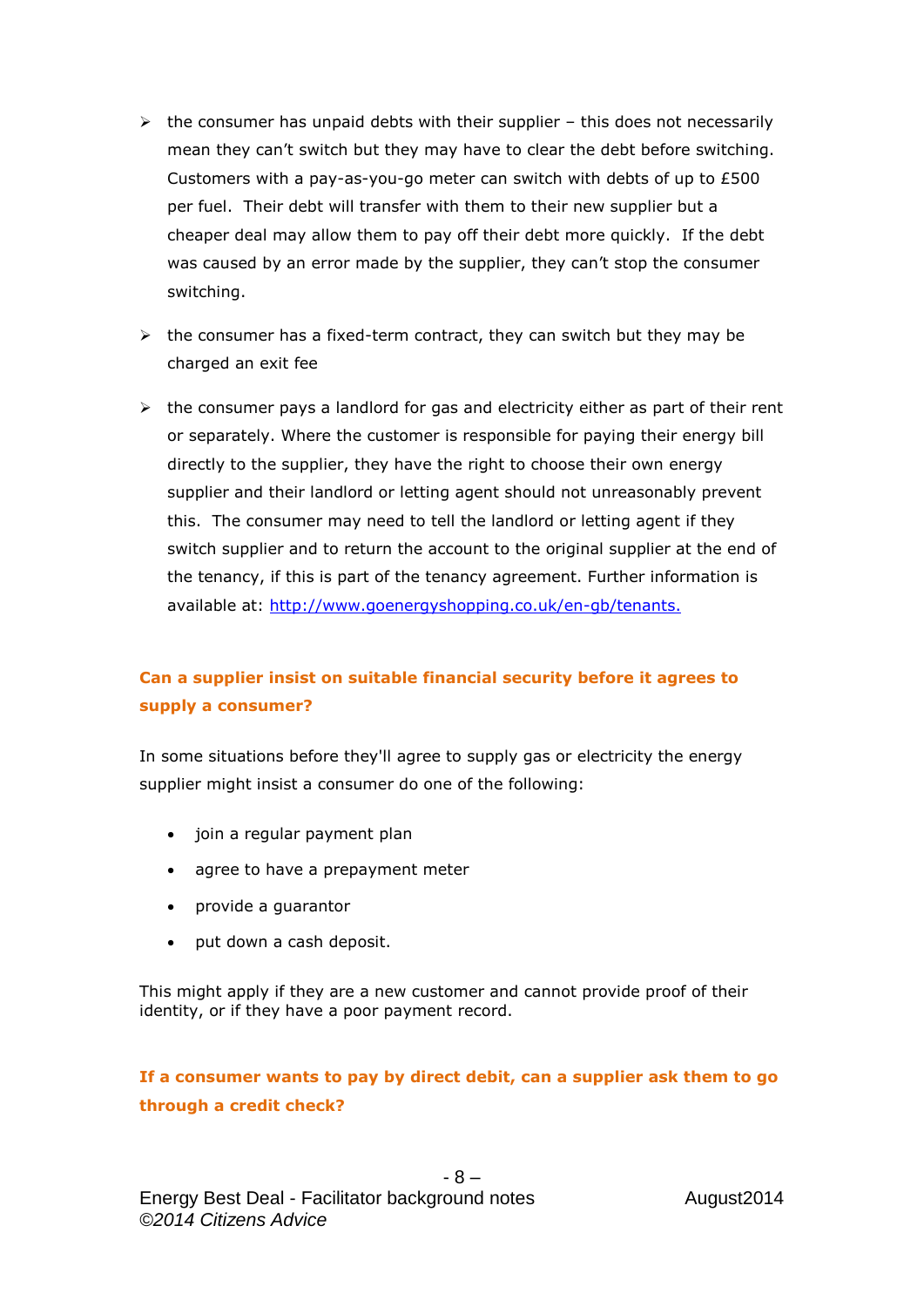- the consumer has unpaid debts with their supplier – this does not necessarily mean they can't switch but they may have to clear the debt before switching. Customers with a pay-as-you-go meter can switch with debts of up to £500 per fuel. Their debt will transfer with them to their new supplier but a cheaper deal may allow them to pay off their debt more quickly. If the debt was caused by an error made by the supplier, they can't stop the consumer switching.

- the consumer has a fixed-term contract, they can switch but they may be charged an exit fee

- the consumer pays a landlord for gas and electricity either as part of their rent or separately. Where the customer is responsible for paying their energy bill directly to the supplier, they have the right to choose their own energy supplier and their landlord or letting agent should not unreasonably prevent this. The consumer may need to tell the landlord or letting agent if they switch supplier and to return the account to the original supplier at the end of the tenancy, if this is part of the tenancy agreement. Further information is available at: [http://www.goenergyshopping.co.uk/en-gb/tenants.](http://www.goenergyshopping.co.uk/en-gb/tenants)

### Can a supplier insist on suitable financial security before it agrees to supply a consumer?

In some situations before they'll agree to supply gas or electricity the energy supplier might insist a consumer do one of the following:

- join a regular payment plan
- agree to have a prepayment meter
- provide a guarantor
- put down a cash deposit.

This might apply if they are a new customer and cannot provide proof of their identity, or if they have a poor payment record.

### If a consumer wants to pay by direct debit, can a supplier ask them to go through a credit check?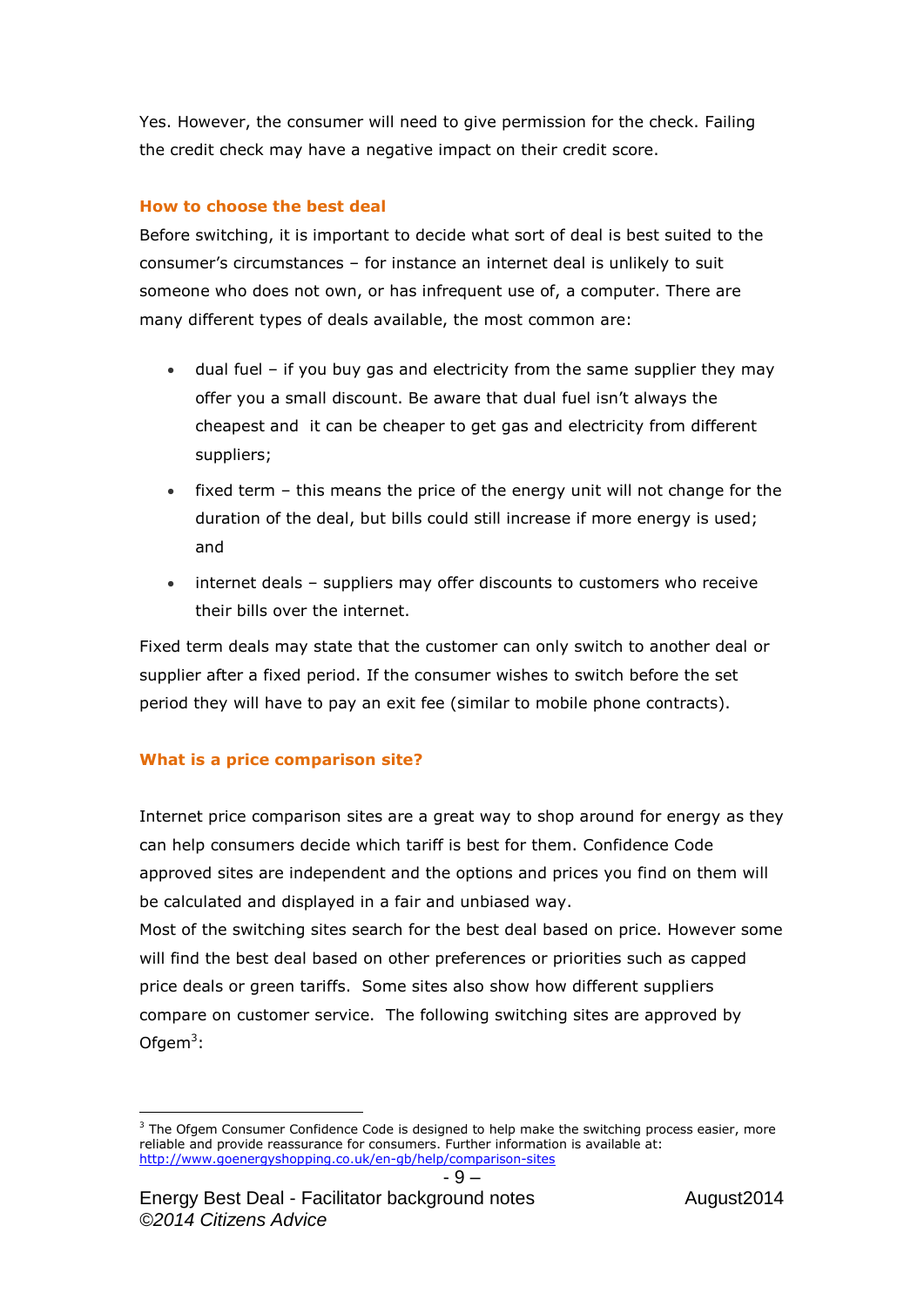Yes. However, the consumer will need to give permission for the check. Failing the credit check may have a negative impact on their credit score.

### How to choose the best deal

Before switching, it is important to decide what sort of deal is best suited to the consumer's circumstances – for instance an internet deal is unlikely to suit someone who does not own, or has infrequent use of, a computer. There are many different types of deals available, the most common are:

- dual fuel – if you buy gas and electricity from the same supplier they may offer you a small discount. Be aware that dual fuel isn't always the cheapest and it can be cheaper to get gas and electricity from different suppliers;
- fixed term – this means the price of the energy unit will not change for the duration of the deal, but bills could still increase if more energy is used; and
- internet deals – suppliers may offer discounts to customers who receive their bills over the internet.

Fixed term deals may state that the customer can only switch to another deal or supplier after a fixed period. If the consumer wishes to switch before the set period they will have to pay an exit fee (similar to mobile phone contracts).

### What is a price comparison site?

Internet price comparison sites are a great way to shop around for energy as they can help consumers decide which tariff is best for them. Confidence Code approved sites are independent and the options and prices you find on them will be calculated and displayed in a fair and unbiased way.

Most of the switching sites search for the best deal based on price. However some will find the best deal based on other preferences or priorities such as capped price deals or green tariffs. Some sites also show how different suppliers compare on customer service. The following switching sites are approved by Ofgem[3]:

[3] The Ofgem Consumer Confidence Code is designed to help make the switching process easier, more reliable and provide reassurance for consumers. Further information is available at: http://www.goenergyshopping.co.uk/en-gb/help/comparison-sites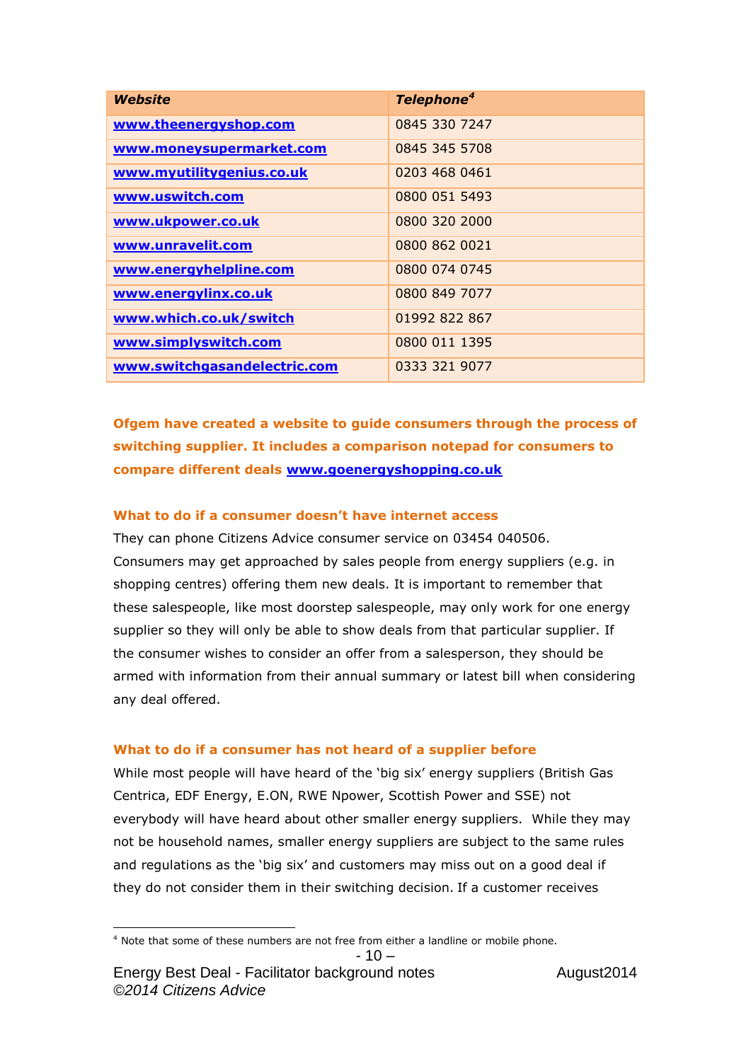| ***Website*** | ***Telephone***[4] |
|---|---|
| **www.theenergyshop.com** | 0845 330 7247 |
| **www.moneysupermarket.com** | 0845 345 5708 |
| **www.myutilitygenius.co.uk** | 0203 468 0461 |
| **www.uswitch.com** | 0800 051 5493 |
| **www.ukpower.co.uk** | 0800 320 2000 |
| **www.unravelit.com** | 0800 862 0021 |
| **www.energyhelpline.com** | 0800 074 0745 |
| **www.energylinx.co.uk** | 0800 849 7077 |
| **www.which.co.uk/switch** | 01992 822 867 |
| **www.simplyswitch.com** | 0800 011 1395 |
| **www.switchgasandelectric.com** | 0333 321 9077 |

**Ofgem have created a website to guide consumers through the process of switching supplier. It includes a comparison notepad for consumers to compare different deals www.goenergyshopping.co.uk**

### What to do if a consumer doesn't have internet access

They can phone Citizens Advice consumer service on 03454 040506.
Consumers may get approached by sales people from energy suppliers (e.g. in shopping centres) offering them new deals. It is important to remember that these salespeople, like most doorstep salespeople, may only work for one energy supplier so they will only be able to show deals from that particular supplier. If the consumer wishes to consider an offer from a salesperson, they should be armed with information from their annual summary or latest bill when considering any deal offered.

### What to do if a consumer has not heard of a supplier before

While most people will have heard of the 'big six' energy suppliers (British Gas Centrica, EDF Energy, E.ON, RWE Npower, Scottish Power and SSE) not everybody will have heard about other smaller energy suppliers. While they may not be household names, smaller energy suppliers are subject to the same rules and regulations as the 'big six' and customers may miss out on a good deal if they do not consider them in their switching decision. If a customer receives

[4] Note that some of these numbers are not free from either a landline or mobile phone.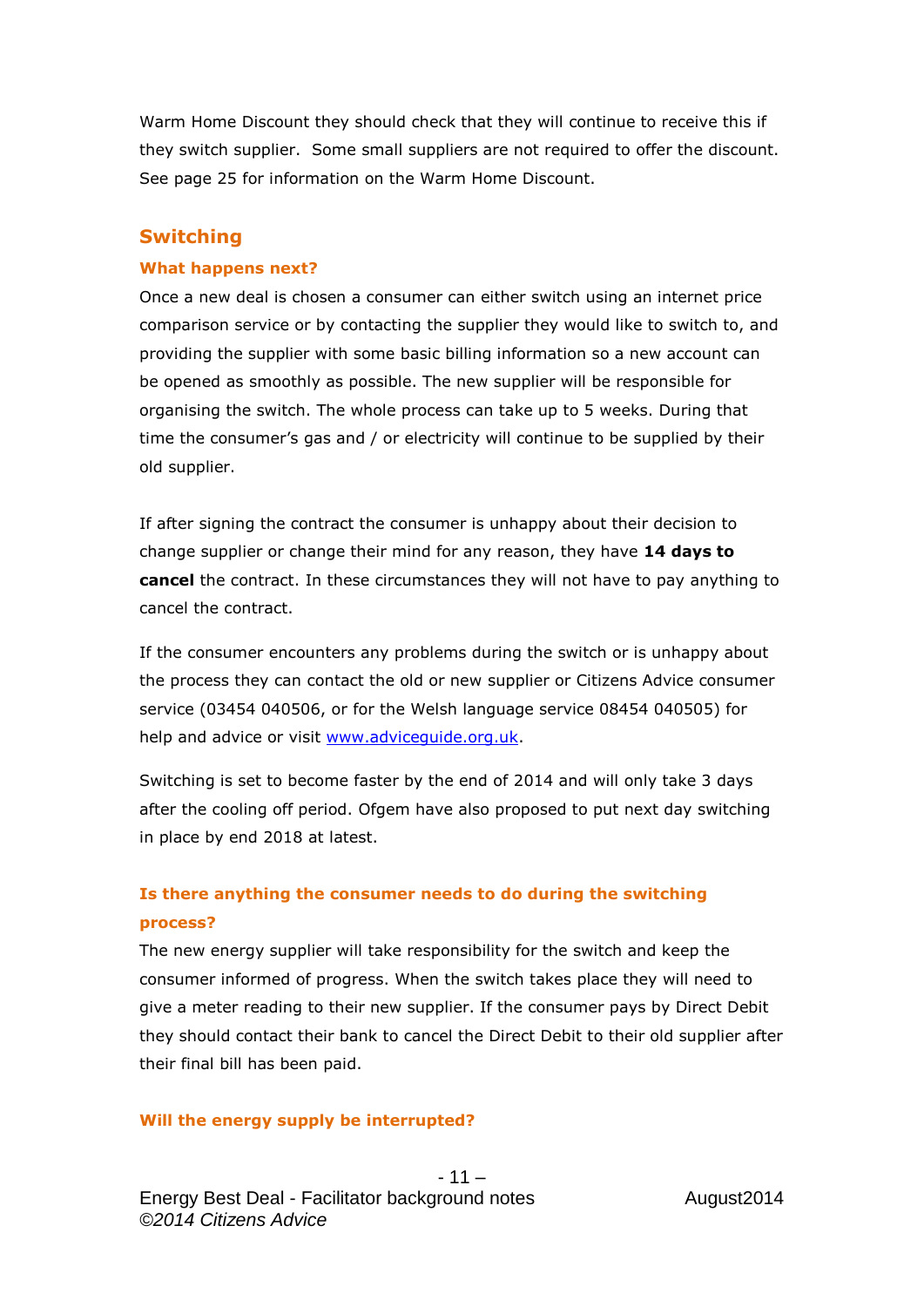Warm Home Discount they should check that they will continue to receive this if they switch supplier. Some small suppliers are not required to offer the discount. See page 25 for information on the Warm Home Discount.

## Switching

### What happens next?

Once a new deal is chosen a consumer can either switch using an internet price comparison service or by contacting the supplier they would like to switch to, and providing the supplier with some basic billing information so a new account can be opened as smoothly as possible. The new supplier will be responsible for organising the switch. The whole process can take up to 5 weeks. During that time the consumer's gas and / or electricity will continue to be supplied by their old supplier.

If after signing the contract the consumer is unhappy about their decision to change supplier or change their mind for any reason, they have **14 days to cancel** the contract. In these circumstances they will not have to pay anything to cancel the contract.

If the consumer encounters any problems during the switch or is unhappy about the process they can contact the old or new supplier or Citizens Advice consumer service (03454 040506, or for the Welsh language service 08454 040505) for help and advice or visit [www.adviceguide.org.uk](http://www.adviceguide.org.uk).

Switching is set to become faster by the end of 2014 and will only take 3 days after the cooling off period. Ofgem have also proposed to put next day switching in place by end 2018 at latest.

### Is there anything the consumer needs to do during the switching process?

The new energy supplier will take responsibility for the switch and keep the consumer informed of progress. When the switch takes place they will need to give a meter reading to their new supplier. If the consumer pays by Direct Debit they should contact their bank to cancel the Direct Debit to their old supplier after their final bill has been paid.

### Will the energy supply be interrupted?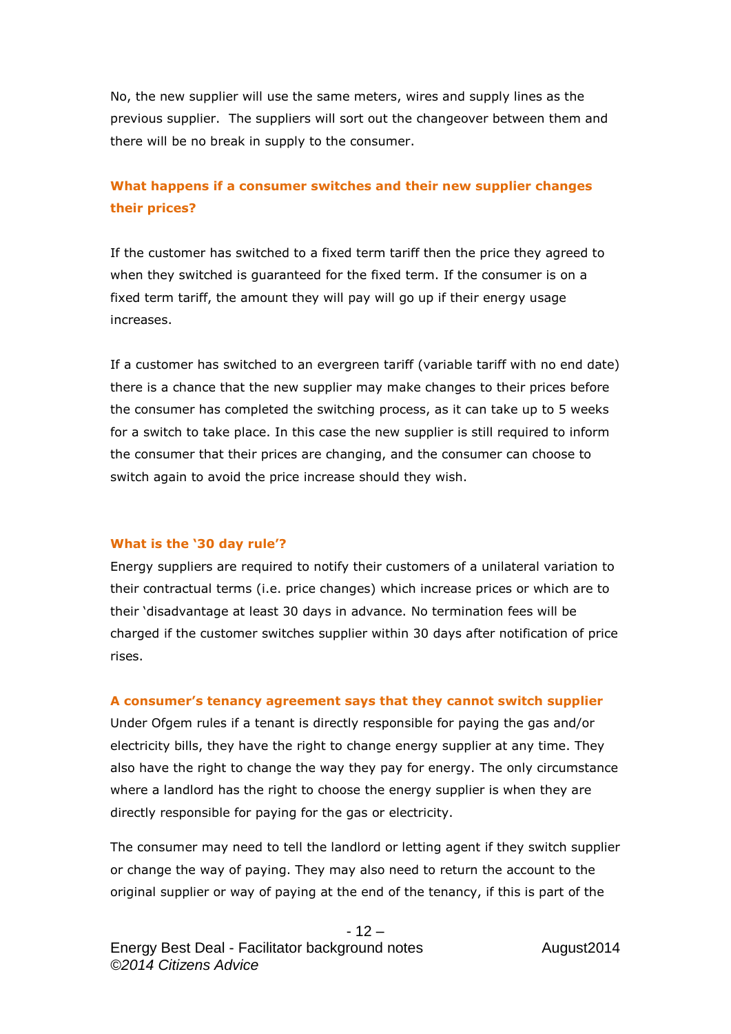No, the new supplier will use the same meters, wires and supply lines as the previous supplier. The suppliers will sort out the changeover between them and there will be no break in supply to the consumer.

### What happens if a consumer switches and their new supplier changes their prices?

If the customer has switched to a fixed term tariff then the price they agreed to when they switched is guaranteed for the fixed term. If the consumer is on a fixed term tariff, the amount they will pay will go up if their energy usage increases.

If a customer has switched to an evergreen tariff (variable tariff with no end date) there is a chance that the new supplier may make changes to their prices before the consumer has completed the switching process, as it can take up to 5 weeks for a switch to take place. In this case the new supplier is still required to inform the consumer that their prices are changing, and the consumer can choose to switch again to avoid the price increase should they wish.

### What is the '30 day rule'?

Energy suppliers are required to notify their customers of a unilateral variation to their contractual terms (i.e. price changes) which increase prices or which are to their 'disadvantage at least 30 days in advance. No termination fees will be charged if the customer switches supplier within 30 days after notification of price rises.

### A consumer's tenancy agreement says that they cannot switch supplier

Under Ofgem rules if a tenant is directly responsible for paying the gas and/or electricity bills, they have the right to change energy supplier at any time. They also have the right to change the way they pay for energy. The only circumstance where a landlord has the right to choose the energy supplier is when they are directly responsible for paying for the gas or electricity.

The consumer may need to tell the landlord or letting agent if they switch supplier or change the way of paying. They may also need to return the account to the original supplier or way of paying at the end of the tenancy, if this is part of the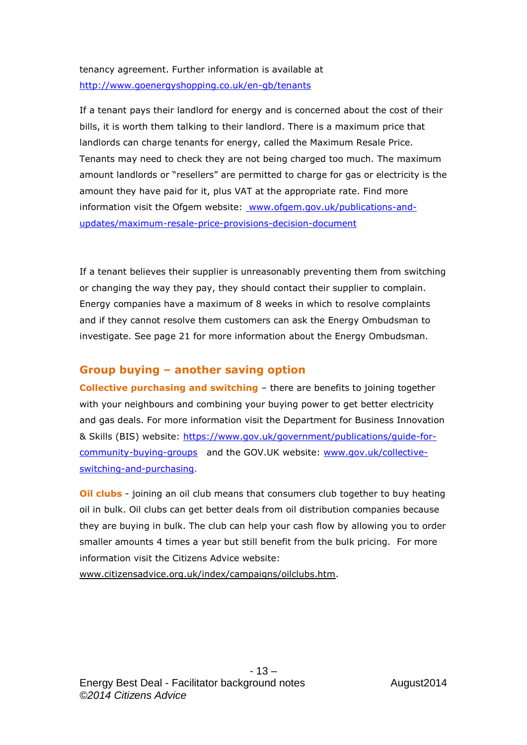tenancy agreement. Further information is available at http://www.goenergyshopping.co.uk/en-gb/tenants

If a tenant pays their landlord for energy and is concerned about the cost of their bills, it is worth them talking to their landlord. There is a maximum price that landlords can charge tenants for energy, called the Maximum Resale Price. Tenants may need to check they are not being charged too much. The maximum amount landlords or "resellers" are permitted to charge for gas or electricity is the amount they have paid for it, plus VAT at the appropriate rate. Find more information visit the Ofgem website: www.ofgem.gov.uk/publications-and-updates/maximum-resale-price-provisions-decision-document

If a tenant believes their supplier is unreasonably preventing them from switching or changing the way they pay, they should contact their supplier to complain. Energy companies have a maximum of 8 weeks in which to resolve complaints and if they cannot resolve them customers can ask the Energy Ombudsman to investigate. See page 21 for more information about the Energy Ombudsman.

## Group buying – another saving option

**Collective purchasing and switching** – there are benefits to joining together with your neighbours and combining your buying power to get better electricity and gas deals. For more information visit the Department for Business Innovation & Skills (BIS) website: https://www.gov.uk/government/publications/guide-for-community-buying-groups and the GOV.UK website: www.gov.uk/collective-switching-and-purchasing.

**Oil clubs** - joining an oil club means that consumers club together to buy heating oil in bulk. Oil clubs can get better deals from oil distribution companies because they are buying in bulk. The club can help your cash flow by allowing you to order smaller amounts 4 times a year but still benefit from the bulk pricing. For more information visit the Citizens Advice website: www.citizensadvice.org.uk/index/campaigns/oilclubs.htm.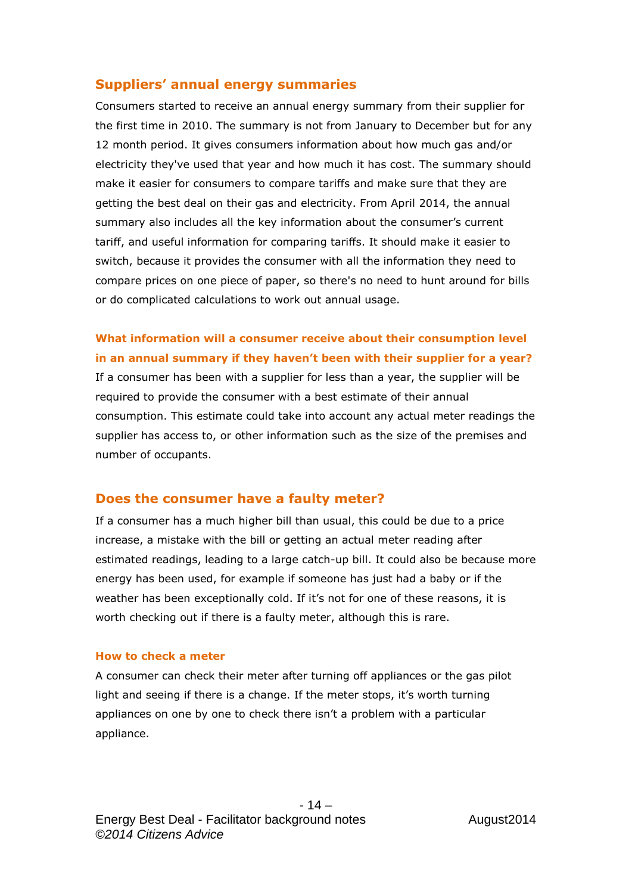## Suppliers' annual energy summaries

Consumers started to receive an annual energy summary from their supplier for the first time in 2010. The summary is not from January to December but for any 12 month period. It gives consumers information about how much gas and/or electricity they've used that year and how much it has cost. The summary should make it easier for consumers to compare tariffs and make sure that they are getting the best deal on their gas and electricity. From April 2014, the annual summary also includes all the key information about the consumer's current tariff, and useful information for comparing tariffs. It should make it easier to switch, because it provides the consumer with all the information they need to compare prices on one piece of paper, so there's no need to hunt around for bills or do complicated calculations to work out annual usage.

### What information will a consumer receive about their consumption level in an annual summary if they haven't been with their supplier for a year?

If a consumer has been with a supplier for less than a year, the supplier will be required to provide the consumer with a best estimate of their annual consumption. This estimate could take into account any actual meter readings the supplier has access to, or other information such as the size of the premises and number of occupants.

## Does the consumer have a faulty meter?

If a consumer has a much higher bill than usual, this could be due to a price increase, a mistake with the bill or getting an actual meter reading after estimated readings, leading to a large catch-up bill. It could also be because more energy has been used, for example if someone has just had a baby or if the weather has been exceptionally cold. If it's not for one of these reasons, it is worth checking out if there is a faulty meter, although this is rare.

### How to check a meter

A consumer can check their meter after turning off appliances or the gas pilot light and seeing if there is a change. If the meter stops, it's worth turning appliances on one by one to check there isn't a problem with a particular appliance.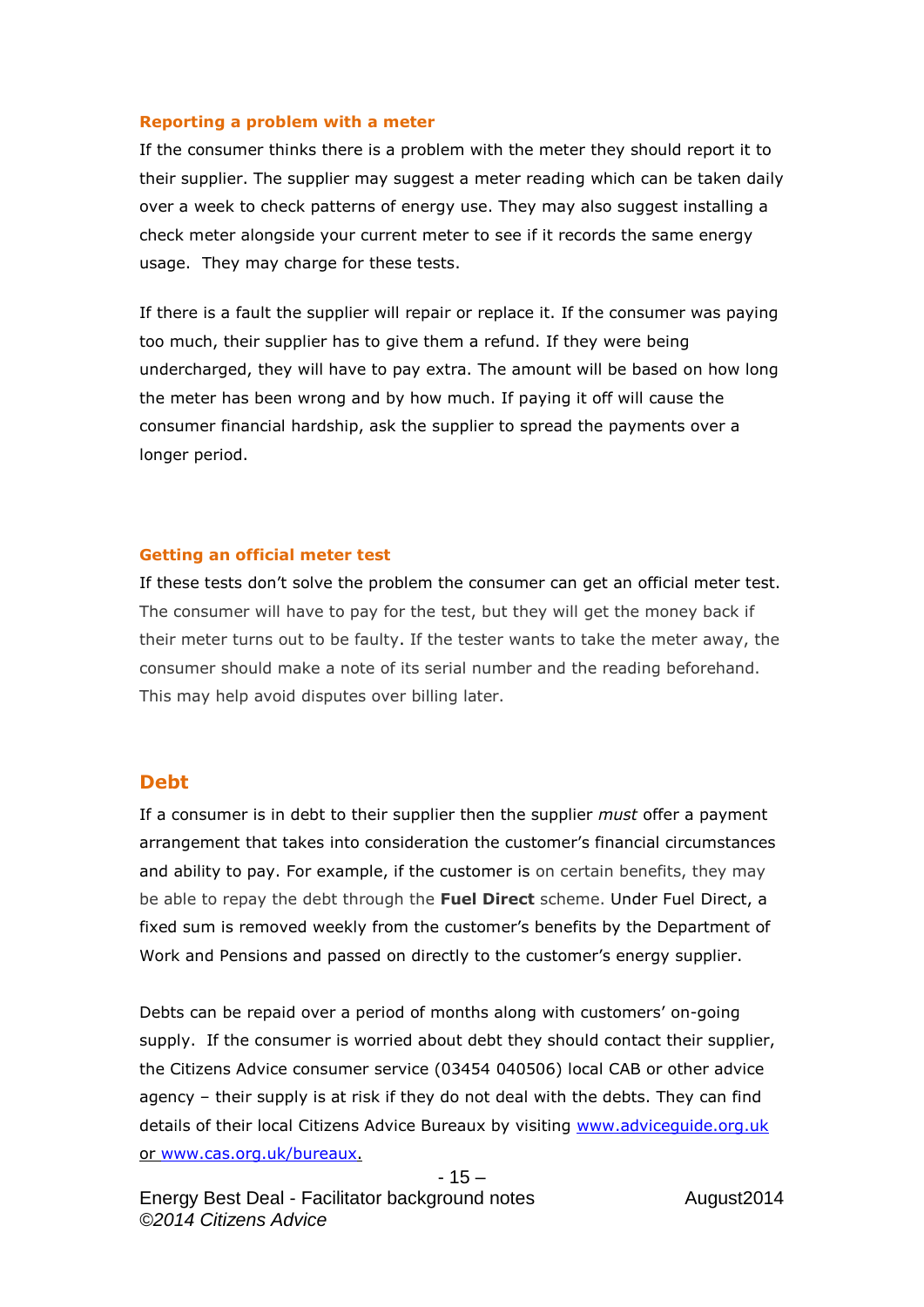### Reporting a problem with a meter

If the consumer thinks there is a problem with the meter they should report it to their supplier. The supplier may suggest a meter reading which can be taken daily over a week to check patterns of energy use. They may also suggest installing a check meter alongside your current meter to see if it records the same energy usage. They may charge for these tests.

If there is a fault the supplier will repair or replace it. If the consumer was paying too much, their supplier has to give them a refund. If they were being undercharged, they will have to pay extra. The amount will be based on how long the meter has been wrong and by how much. If paying it off will cause the consumer financial hardship, ask the supplier to spread the payments over a longer period.

### Getting an official meter test

If these tests don't solve the problem the consumer can get an official meter test. The consumer will have to pay for the test, but they will get the money back if their meter turns out to be faulty. If the tester wants to take the meter away, the consumer should make a note of its serial number and the reading beforehand. This may help avoid disputes over billing later.

## Debt

If a consumer is in debt to their supplier then the supplier *must* offer a payment arrangement that takes into consideration the customer's financial circumstances and ability to pay. For example, if the customer is on certain benefits, they may be able to repay the debt through the **Fuel Direct** scheme. Under Fuel Direct, a fixed sum is removed weekly from the customer's benefits by the Department of Work and Pensions and passed on directly to the customer's energy supplier.

Debts can be repaid over a period of months along with customers' on-going supply. If the consumer is worried about debt they should contact their supplier, the Citizens Advice consumer service (03454 040506) local CAB or other advice agency – their supply is at risk if they do not deal with the debts. They can find details of their local Citizens Advice Bureaux by visiting www.adviceguide.org.uk or www.cas.org.uk/bureaux.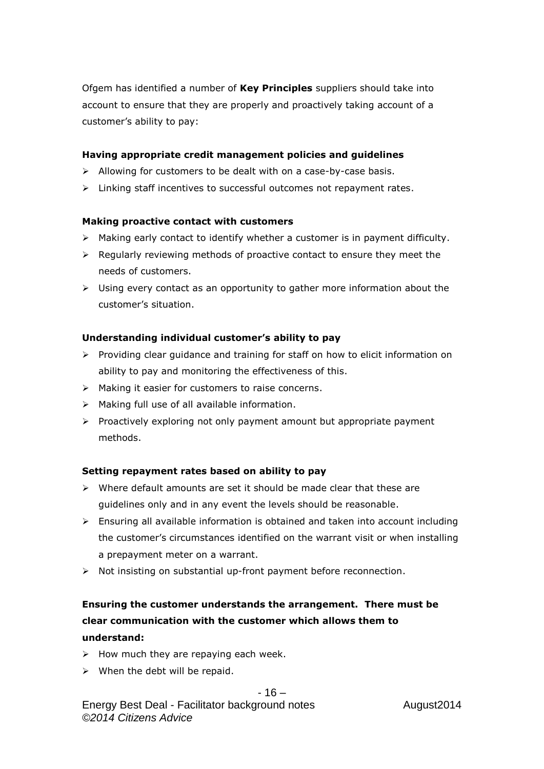Ofgem has identified a number of **Key Principles** suppliers should take into account to ensure that they are properly and proactively taking account of a customer's ability to pay:

**Having appropriate credit management policies and guidelines**

- Allowing for customers to be dealt with on a case-by-case basis.
- Linking staff incentives to successful outcomes not repayment rates.

**Making proactive contact with customers**

- Making early contact to identify whether a customer is in payment difficulty.
- Regularly reviewing methods of proactive contact to ensure they meet the needs of customers.
- Using every contact as an opportunity to gather more information about the customer's situation.

**Understanding individual customer's ability to pay**

- Providing clear guidance and training for staff on how to elicit information on ability to pay and monitoring the effectiveness of this.
- Making it easier for customers to raise concerns.
- Making full use of all available information.
- Proactively exploring not only payment amount but appropriate payment methods.

**Setting repayment rates based on ability to pay**

- Where default amounts are set it should be made clear that these are guidelines only and in any event the levels should be reasonable.
- Ensuring all available information is obtained and taken into account including the customer's circumstances identified on the warrant visit or when installing a prepayment meter on a warrant.
- Not insisting on substantial up-front payment before reconnection.

**Ensuring the customer understands the arrangement. There must be clear communication with the customer which allows them to understand:**

- How much they are repaying each week.
- When the debt will be repaid.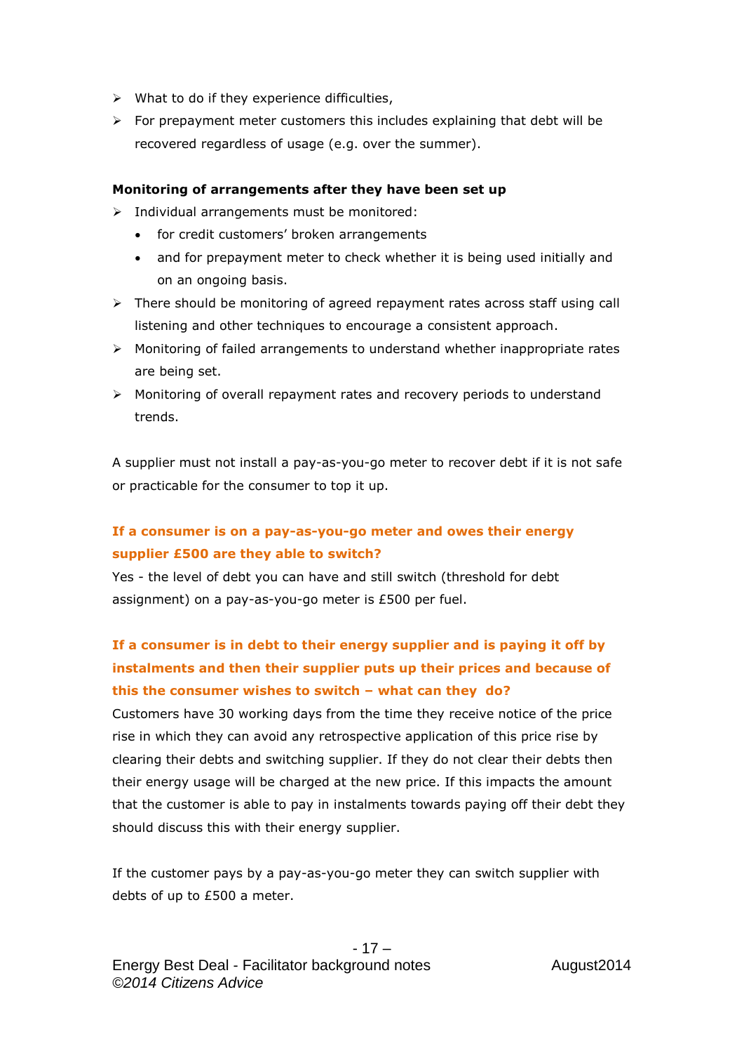- What to do if they experience difficulties,
- For prepayment meter customers this includes explaining that debt will be recovered regardless of usage (e.g. over the summer).

**Monitoring of arrangements after they have been set up**

- Individual arrangements must be monitored:
  - for credit customers' broken arrangements
  - and for prepayment meter to check whether it is being used initially and on an ongoing basis.
- There should be monitoring of agreed repayment rates across staff using call listening and other techniques to encourage a consistent approach.
- Monitoring of failed arrangements to understand whether inappropriate rates are being set.
- Monitoring of overall repayment rates and recovery periods to understand trends.

A supplier must not install a pay-as-you-go meter to recover debt if it is not safe or practicable for the consumer to top it up.

### If a consumer is on a pay-as-you-go meter and owes their energy supplier £500 are they able to switch?

Yes - the level of debt you can have and still switch (threshold for debt assignment) on a pay-as-you-go meter is £500 per fuel.

### If a consumer is in debt to their energy supplier and is paying it off by instalments and then their supplier puts up their prices and because of this the consumer wishes to switch – what can they do?

Customers have 30 working days from the time they receive notice of the price rise in which they can avoid any retrospective application of this price rise by clearing their debts and switching supplier. If they do not clear their debts then their energy usage will be charged at the new price. If this impacts the amount that the customer is able to pay in instalments towards paying off their debt they should discuss this with their energy supplier.

If the customer pays by a pay-as-you-go meter they can switch supplier with debts of up to £500 a meter.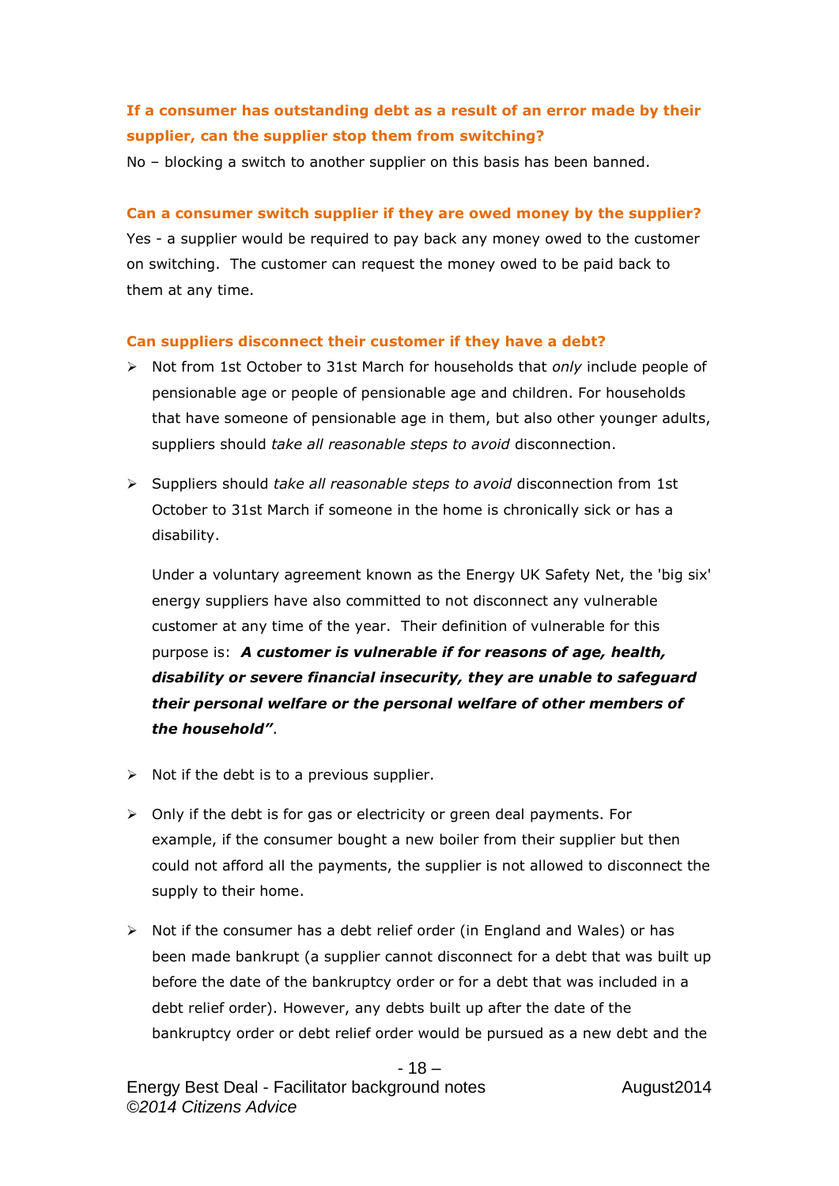**If a consumer has outstanding debt as a result of an error made by their supplier, can the supplier stop them from switching?**

No – blocking a switch to another supplier on this basis has been banned.

**Can a consumer switch supplier if they are owed money by the supplier?**

Yes - a supplier would be required to pay back any money owed to the customer on switching. The customer can request the money owed to be paid back to them at any time.

**Can suppliers disconnect their customer if they have a debt?**

- Not from 1st October to 31st March for households that *only* include people of pensionable age or people of pensionable age and children. For households that have someone of pensionable age in them, but also other younger adults, suppliers should *take all reasonable steps to avoid* disconnection.

- Suppliers should *take all reasonable steps to avoid* disconnection from 1st October to 31st March if someone in the home is chronically sick or has a disability.

  Under a voluntary agreement known as the Energy UK Safety Net, the 'big six' energy suppliers have also committed to not disconnect any vulnerable customer at any time of the year. Their definition of vulnerable for this purpose is: ***A customer is vulnerable if for reasons of age, health, disability or severe financial insecurity, they are unable to safeguard their personal welfare or the personal welfare of other members of the household"***.

- Not if the debt is to a previous supplier.

- Only if the debt is for gas or electricity or green deal payments. For example, if the consumer bought a new boiler from their supplier but then could not afford all the payments, the supplier is not allowed to disconnect the supply to their home.

- Not if the consumer has a debt relief order (in England and Wales) or has been made bankrupt (a supplier cannot disconnect for a debt that was built up before the date of the bankruptcy order or for a debt that was included in a debt relief order). However, any debts built up after the date of the bankruptcy order or debt relief order would be pursued as a new debt and the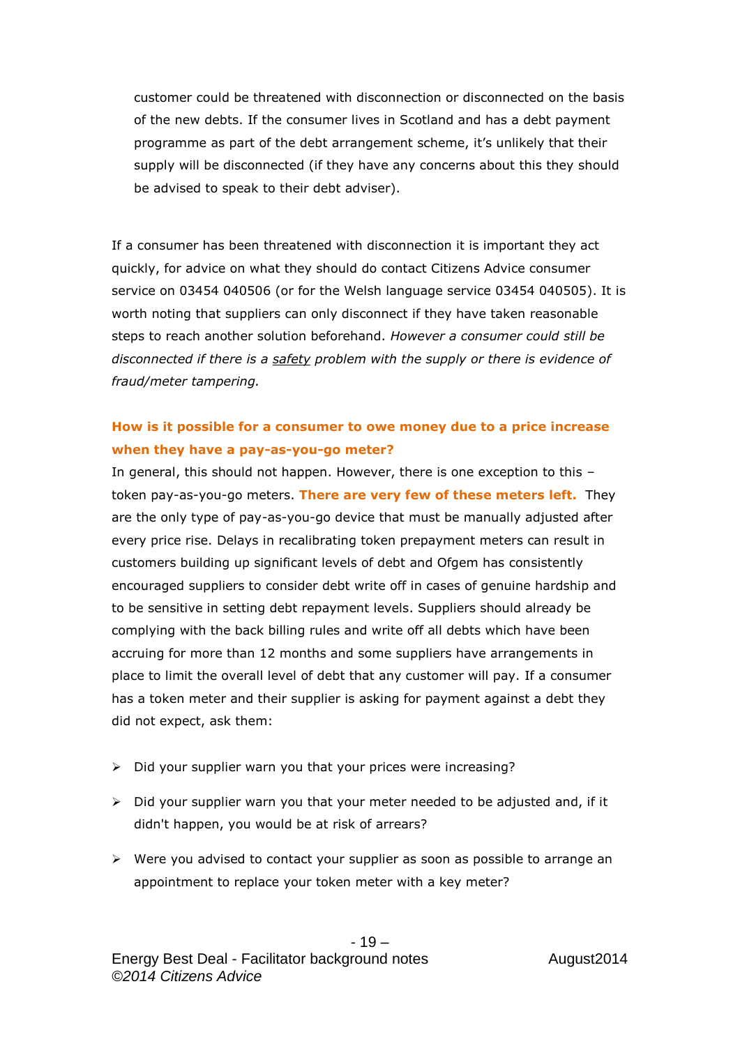customer could be threatened with disconnection or disconnected on the basis of the new debts. If the consumer lives in Scotland and has a debt payment programme as part of the debt arrangement scheme, it's unlikely that their supply will be disconnected (if they have any concerns about this they should be advised to speak to their debt adviser).

If a consumer has been threatened with disconnection it is important they act quickly, for advice on what they should do contact Citizens Advice consumer service on 03454 040506 (or for the Welsh language service 03454 040505). It is worth noting that suppliers can only disconnect if they have taken reasonable steps to reach another solution beforehand. *However a consumer could still be disconnected if there is a <u>safety</u> problem with the supply or there is evidence of fraud/meter tampering.*

### How is it possible for a consumer to owe money due to a price increase when they have a pay-as-you-go meter?

In general, this should not happen. However, there is one exception to this – token pay-as-you-go meters. **There are very few of these meters left.** They are the only type of pay-as-you-go device that must be manually adjusted after every price rise. Delays in recalibrating token prepayment meters can result in customers building up significant levels of debt and Ofgem has consistently encouraged suppliers to consider debt write off in cases of genuine hardship and to be sensitive in setting debt repayment levels. Suppliers should already be complying with the back billing rules and write off all debts which have been accruing for more than 12 months and some suppliers have arrangements in place to limit the overall level of debt that any customer will pay. If a consumer has a token meter and their supplier is asking for payment against a debt they did not expect, ask them:

- Did your supplier warn you that your prices were increasing?
- Did your supplier warn you that your meter needed to be adjusted and, if it didn't happen, you would be at risk of arrears?
- Were you advised to contact your supplier as soon as possible to arrange an appointment to replace your token meter with a key meter?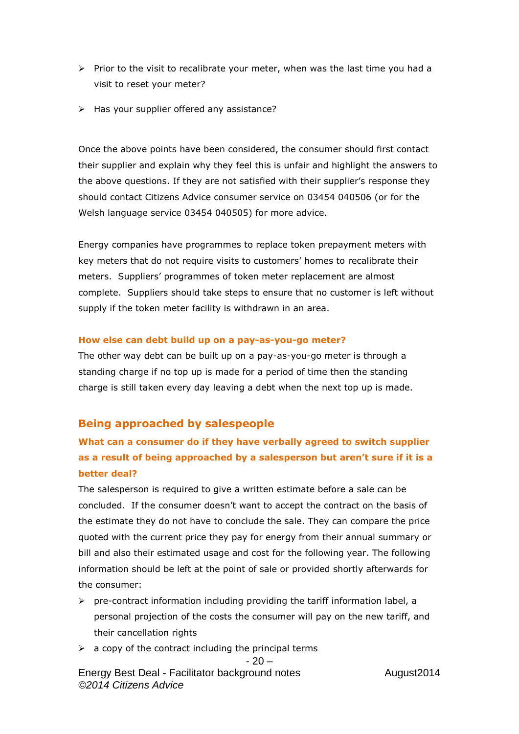- Prior to the visit to recalibrate your meter, when was the last time you had a visit to reset your meter?
- Has your supplier offered any assistance?

Once the above points have been considered, the consumer should first contact their supplier and explain why they feel this is unfair and highlight the answers to the above questions. If they are not satisfied with their supplier's response they should contact Citizens Advice consumer service on 03454 040506 (or for the Welsh language service 03454 040505) for more advice.

Energy companies have programmes to replace token prepayment meters with key meters that do not require visits to customers' homes to recalibrate their meters. Suppliers' programmes of token meter replacement are almost complete. Suppliers should take steps to ensure that no customer is left without supply if the token meter facility is withdrawn in an area.

### How else can debt build up on a pay-as-you-go meter?

The other way debt can be built up on a pay-as-you-go meter is through a standing charge if no top up is made for a period of time then the standing charge is still taken every day leaving a debt when the next top up is made.

## Being approached by salespeople

### What can a consumer do if they have verbally agreed to switch supplier as a result of being approached by a salesperson but aren't sure if it is a better deal?

The salesperson is required to give a written estimate before a sale can be concluded. If the consumer doesn't want to accept the contract on the basis of the estimate they do not have to conclude the sale. They can compare the price quoted with the current price they pay for energy from their annual summary or bill and also their estimated usage and cost for the following year. The following information should be left at the point of sale or provided shortly afterwards for the consumer:

- pre-contract information including providing the tariff information label, a personal projection of the costs the consumer will pay on the new tariff, and their cancellation rights
- a copy of the contract including the principal terms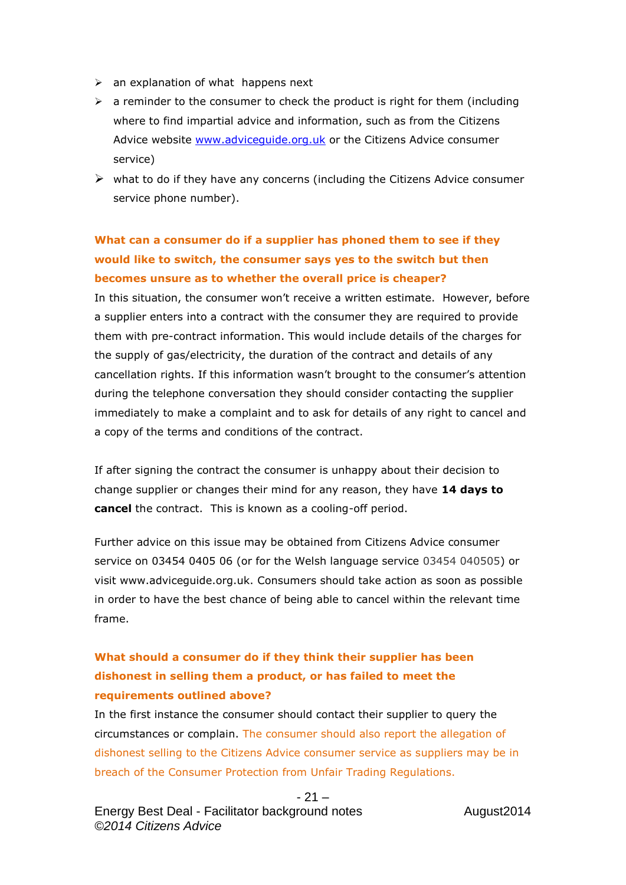- an explanation of what happens next
- a reminder to the consumer to check the product is right for them (including where to find impartial advice and information, such as from the Citizens Advice website [www.adviceguide.org.uk](http://www.adviceguide.org.uk) or the Citizens Advice consumer service)
- what to do if they have any concerns (including the Citizens Advice consumer service phone number).

### What can a consumer do if a supplier has phoned them to see if they would like to switch, the consumer says yes to the switch but then becomes unsure as to whether the overall price is cheaper?

In this situation, the consumer won't receive a written estimate. However, before a supplier enters into a contract with the consumer they are required to provide them with pre-contract information. This would include details of the charges for the supply of gas/electricity, the duration of the contract and details of any cancellation rights. If this information wasn't brought to the consumer's attention during the telephone conversation they should consider contacting the supplier immediately to make a complaint and to ask for details of any right to cancel and a copy of the terms and conditions of the contract.

If after signing the contract the consumer is unhappy about their decision to change supplier or changes their mind for any reason, they have **14 days to cancel** the contract. This is known as a cooling-off period.

Further advice on this issue may be obtained from Citizens Advice consumer service on 03454 0405 06 (or for the Welsh language service 03454 040505) or visit www.adviceguide.org.uk. Consumers should take action as soon as possible in order to have the best chance of being able to cancel within the relevant time frame.

### What should a consumer do if they think their supplier has been dishonest in selling them a product, or has failed to meet the requirements outlined above?

In the first instance the consumer should contact their supplier to query the circumstances or complain. The consumer should also report the allegation of dishonest selling to the Citizens Advice consumer service as suppliers may be in breach of the Consumer Protection from Unfair Trading Regulations.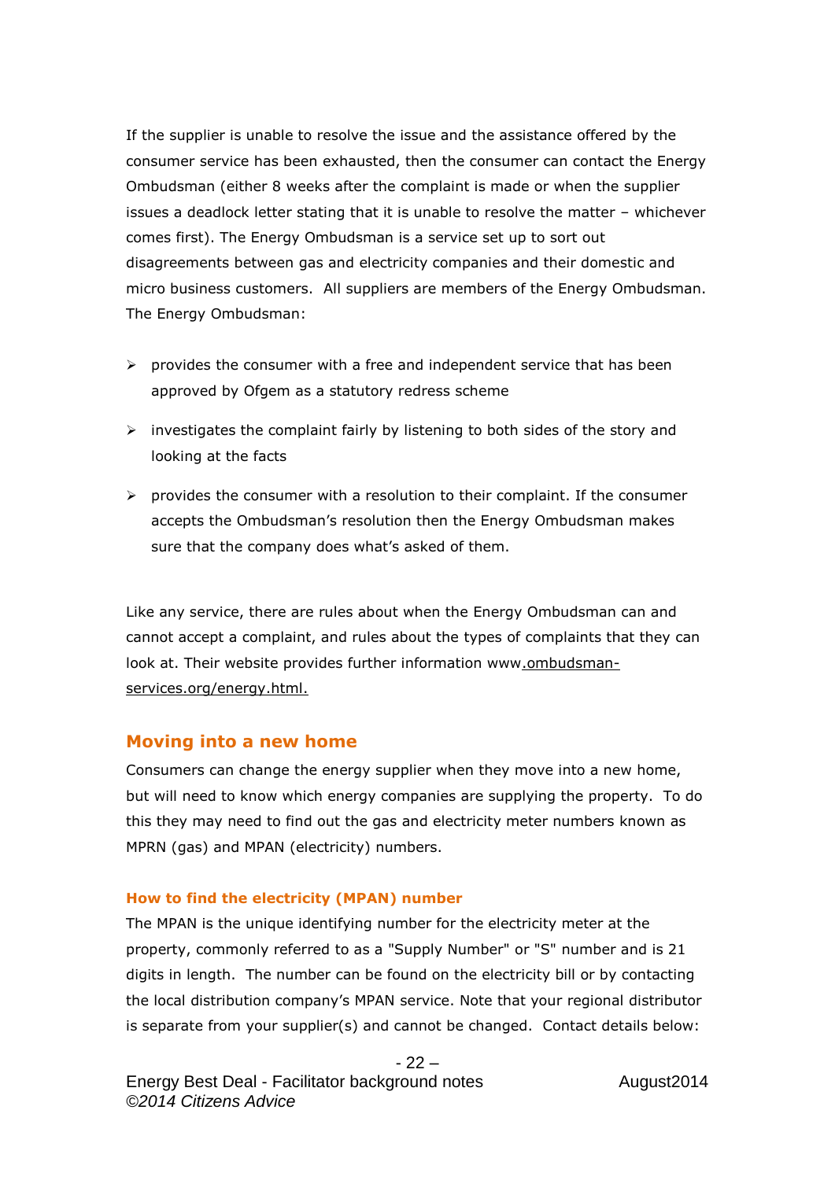If the supplier is unable to resolve the issue and the assistance offered by the consumer service has been exhausted, then the consumer can contact the Energy Ombudsman (either 8 weeks after the complaint is made or when the supplier issues a deadlock letter stating that it is unable to resolve the matter – whichever comes first). The Energy Ombudsman is a service set up to sort out disagreements between gas and electricity companies and their domestic and micro business customers.  All suppliers are members of the Energy Ombudsman. The Energy Ombudsman:

- provides the consumer with a free and independent service that has been approved by Ofgem as a statutory redress scheme
- investigates the complaint fairly by listening to both sides of the story and looking at the facts
- provides the consumer with a resolution to their complaint. If the consumer accepts the Ombudsman's resolution then the Energy Ombudsman makes sure that the company does what's asked of them.

Like any service, there are rules about when the Energy Ombudsman can and cannot accept a complaint, and rules about the types of complaints that they can look at. Their website provides further information www.ombudsman-services.org/energy.html.

## Moving into a new home

Consumers can change the energy supplier when they move into a new home, but will need to know which energy companies are supplying the property.  To do this they may need to find out the gas and electricity meter numbers known as MPRN (gas) and MPAN (electricity) numbers.

### How to find the electricity (MPAN) number

The MPAN is the unique identifying number for the electricity meter at the property, commonly referred to as a "Supply Number" or "S" number and is 21 digits in length.  The number can be found on the electricity bill or by contacting the local distribution company's MPAN service. Note that your regional distributor is separate from your supplier(s) and cannot be changed.  Contact details below: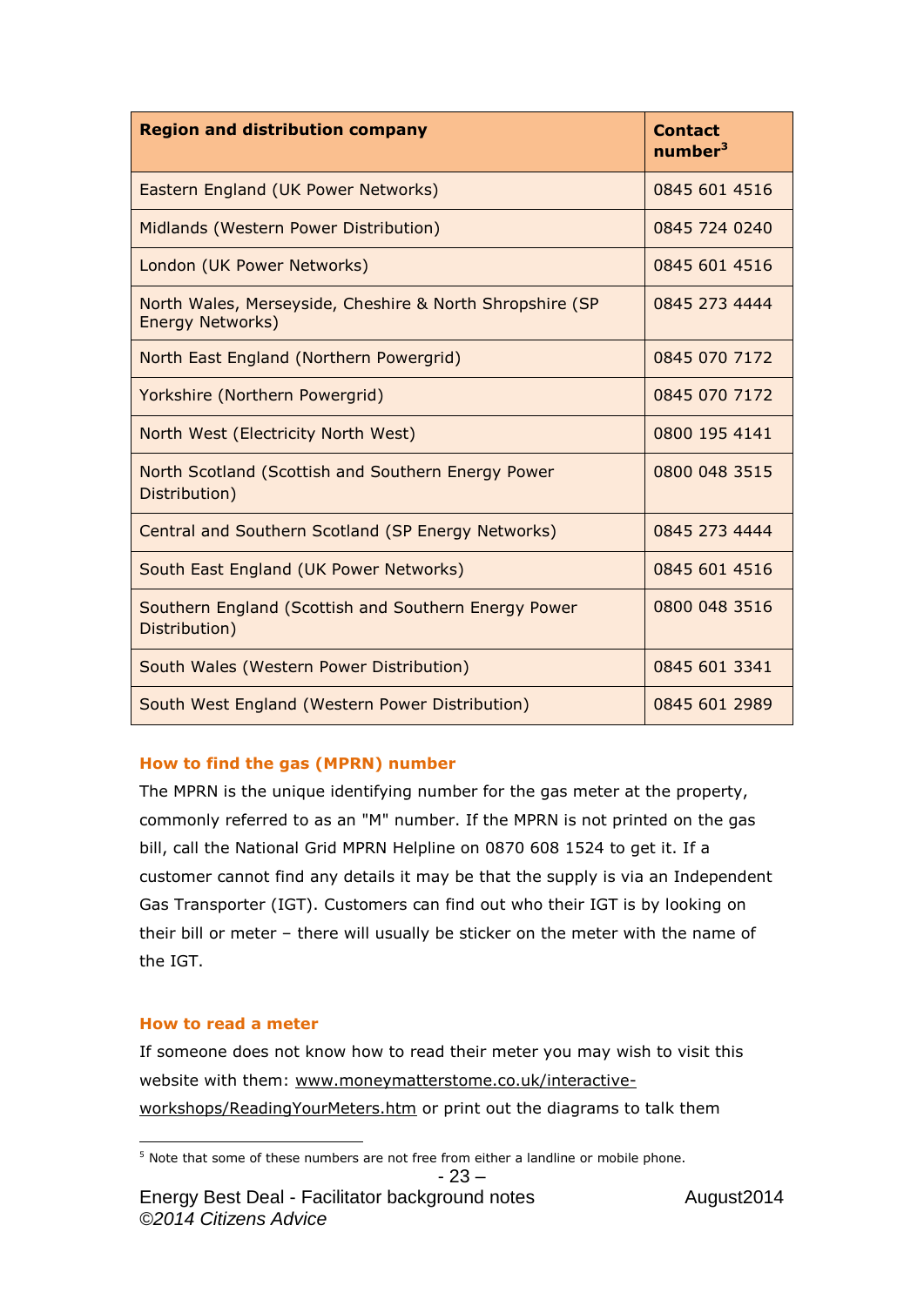| Region and distribution company | Contact number[3] |
|---|---|
| Eastern England (UK Power Networks) | 0845 601 4516 |
| Midlands (Western Power Distribution) | 0845 724 0240 |
| London (UK Power Networks) | 0845 601 4516 |
| North Wales, Merseyside, Cheshire & North Shropshire (SP Energy Networks) | 0845 273 4444 |
| North East England (Northern Powergrid) | 0845 070 7172 |
| Yorkshire (Northern Powergrid) | 0845 070 7172 |
| North West (Electricity North West) | 0800 195 4141 |
| North Scotland (Scottish and Southern Energy Power Distribution) | 0800 048 3515 |
| Central and Southern Scotland (SP Energy Networks) | 0845 273 4444 |
| South East England (UK Power Networks) | 0845 601 4516 |
| Southern England (Scottish and Southern Energy Power Distribution) | 0800 048 3516 |
| South Wales (Western Power Distribution) | 0845 601 3341 |
| South West England (Western Power Distribution) | 0845 601 2989 |

### How to find the gas (MPRN) number

The MPRN is the unique identifying number for the gas meter at the property, commonly referred to as an "M" number. If the MPRN is not printed on the gas bill, call the National Grid MPRN Helpline on 0870 608 1524 to get it. If a customer cannot find any details it may be that the supply is via an Independent Gas Transporter (IGT). Customers can find out who their IGT is by looking on their bill or meter – there will usually be sticker on the meter with the name of the IGT.

### How to read a meter

If someone does not know how to read their meter you may wish to visit this website with them: www.moneymatterstome.co.uk/interactive-workshops/ReadingYourMeters.htm or print out the diagrams to talk them

[5] Note that some of these numbers are not free from either a landline or mobile phone.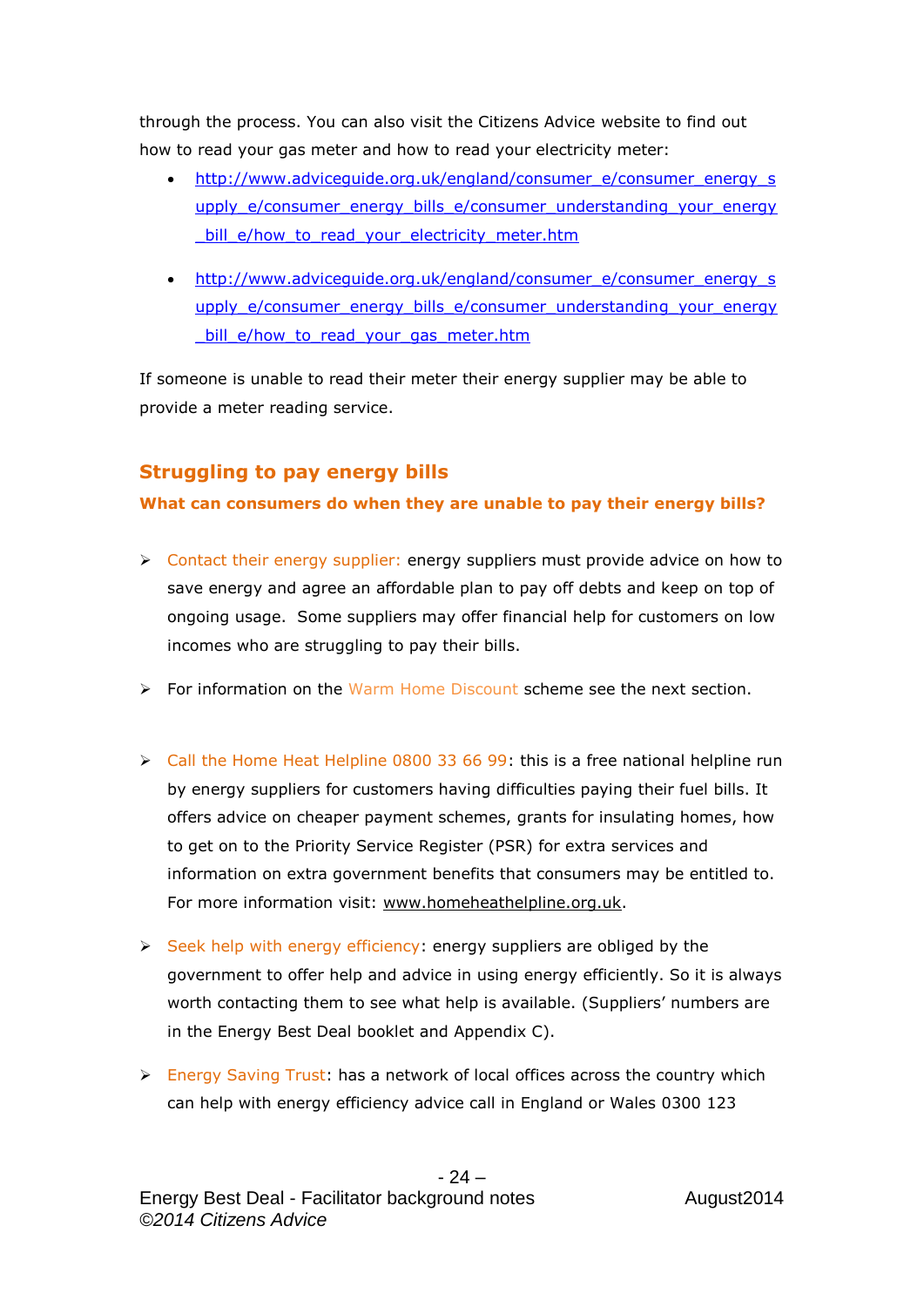through the process. You can also visit the Citizens Advice website to find out how to read your gas meter and how to read your electricity meter:

- http://www.adviceguide.org.uk/england/consumer_e/consumer_energy_supply_e/consumer_energy_bills_e/consumer_understanding_your_energy_bill_e/how_to_read_your_electricity_meter.htm
- http://www.adviceguide.org.uk/england/consumer_e/consumer_energy_supply_e/consumer_energy_bills_e/consumer_understanding_your_energy_bill_e/how_to_read_your_gas_meter.htm

If someone is unable to read their meter their energy supplier may be able to provide a meter reading service.

## Struggling to pay energy bills

### What can consumers do when they are unable to pay their energy bills?

- Contact their energy supplier: energy suppliers must provide advice on how to save energy and agree an affordable plan to pay off debts and keep on top of ongoing usage. Some suppliers may offer financial help for customers on low incomes who are struggling to pay their bills.
- For information on the Warm Home Discount scheme see the next section.
- Call the Home Heat Helpline 0800 33 66 99: this is a free national helpline run by energy suppliers for customers having difficulties paying their fuel bills. It offers advice on cheaper payment schemes, grants for insulating homes, how to get on to the Priority Service Register (PSR) for extra services and information on extra government benefits that consumers may be entitled to. For more information visit: www.homeheathelpline.org.uk.
- Seek help with energy efficiency: energy suppliers are obliged by the government to offer help and advice in using energy efficiently. So it is always worth contacting them to see what help is available. (Suppliers' numbers are in the Energy Best Deal booklet and Appendix C).
- Energy Saving Trust: has a network of local offices across the country which can help with energy efficiency advice call in England or Wales 0300 123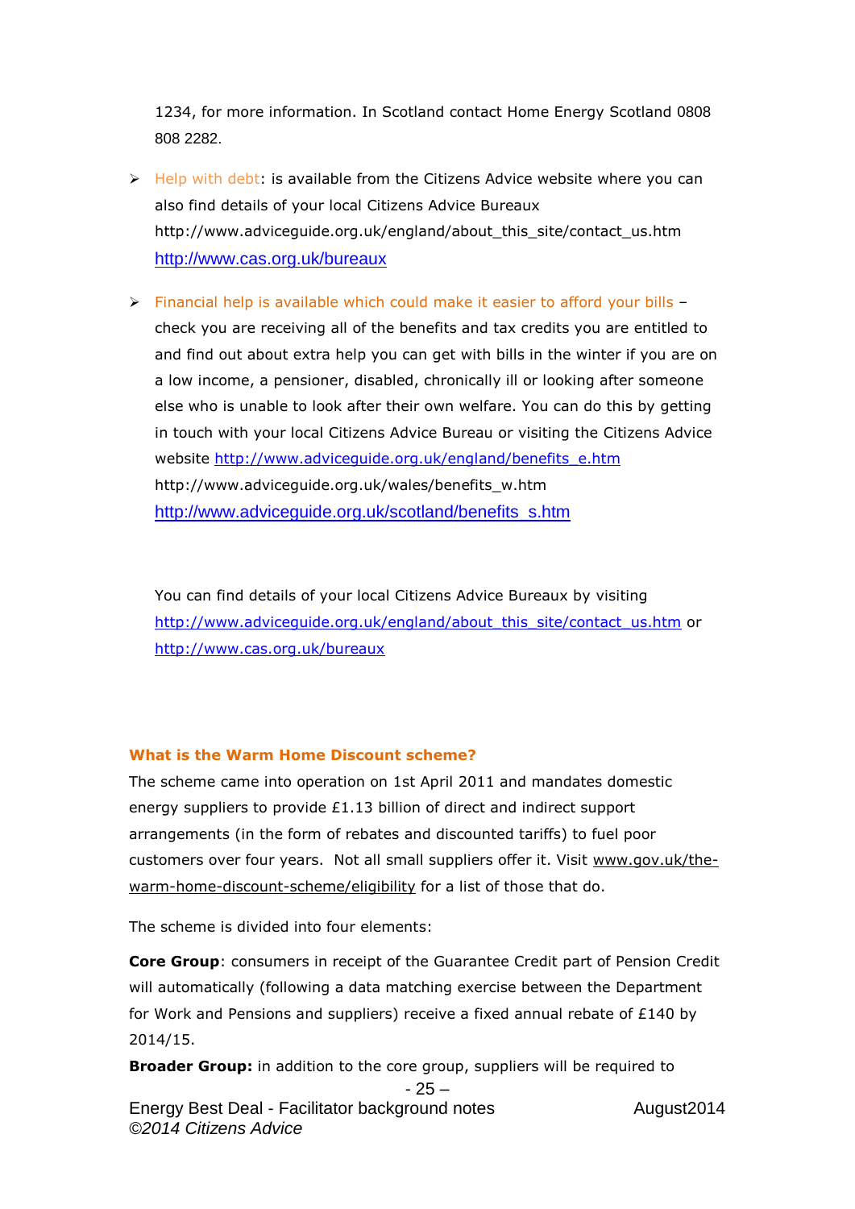1234, for more information. In Scotland contact Home Energy Scotland 0808 808 2282.

- Help with debt: is available from the Citizens Advice website where you can also find details of your local Citizens Advice Bureaux http://www.adviceguide.org.uk/england/about_this_site/contact_us.htm http://www.cas.org.uk/bureaux

- Financial help is available which could make it easier to afford your bills – check you are receiving all of the benefits and tax credits you are entitled to and find out about extra help you can get with bills in the winter if you are on a low income, a pensioner, disabled, chronically ill or looking after someone else who is unable to look after their own welfare. You can do this by getting in touch with your local Citizens Advice Bureau or visiting the Citizens Advice website http://www.adviceguide.org.uk/england/benefits_e.htm http://www.adviceguide.org.uk/wales/benefits_w.htm http://www.adviceguide.org.uk/scotland/benefits_s.htm

You can find details of your local Citizens Advice Bureaux by visiting http://www.adviceguide.org.uk/england/about_this_site/contact_us.htm or http://www.cas.org.uk/bureaux

### What is the Warm Home Discount scheme?

The scheme came into operation on 1st April 2011 and mandates domestic energy suppliers to provide £1.13 billion of direct and indirect support arrangements (in the form of rebates and discounted tariffs) to fuel poor customers over four years. Not all small suppliers offer it. Visit www.gov.uk/the-warm-home-discount-scheme/eligibility for a list of those that do.

The scheme is divided into four elements:

**Core Group**: consumers in receipt of the Guarantee Credit part of Pension Credit will automatically (following a data matching exercise between the Department for Work and Pensions and suppliers) receive a fixed annual rebate of £140 by 2014/15.

**Broader Group:** in addition to the core group, suppliers will be required to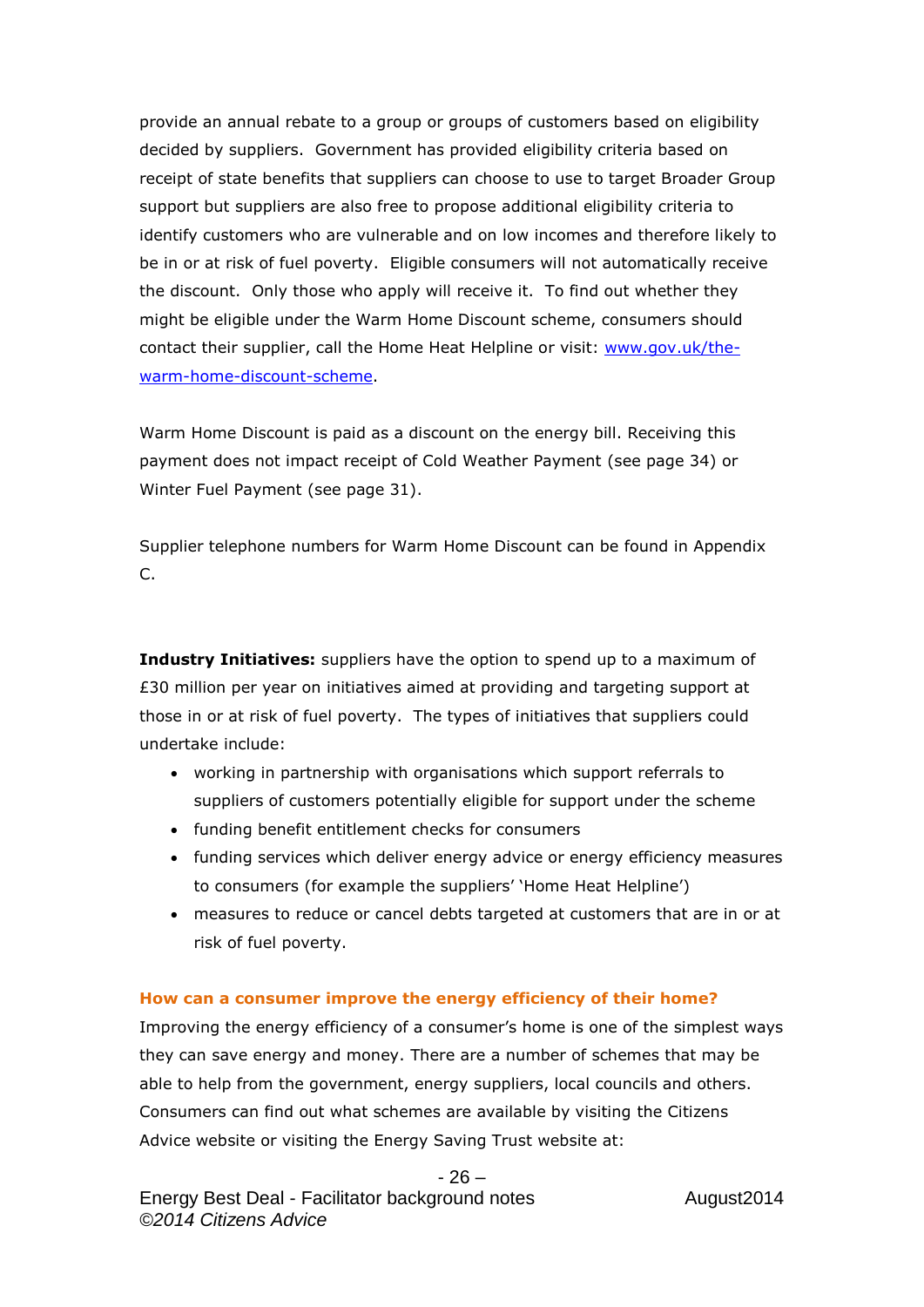provide an annual rebate to a group or groups of customers based on eligibility decided by suppliers. Government has provided eligibility criteria based on receipt of state benefits that suppliers can choose to use to target Broader Group support but suppliers are also free to propose additional eligibility criteria to identify customers who are vulnerable and on low incomes and therefore likely to be in or at risk of fuel poverty. Eligible consumers will not automatically receive the discount. Only those who apply will receive it. To find out whether they might be eligible under the Warm Home Discount scheme, consumers should contact their supplier, call the Home Heat Helpline or visit: [www.gov.uk/the-warm-home-discount-scheme](http://www.gov.uk/the-warm-home-discount-scheme).

Warm Home Discount is paid as a discount on the energy bill. Receiving this payment does not impact receipt of Cold Weather Payment (see page 34) or Winter Fuel Payment (see page 31).

Supplier telephone numbers for Warm Home Discount can be found in Appendix C.

**Industry Initiatives:** suppliers have the option to spend up to a maximum of £30 million per year on initiatives aimed at providing and targeting support at those in or at risk of fuel poverty. The types of initiatives that suppliers could undertake include:

- working in partnership with organisations which support referrals to suppliers of customers potentially eligible for support under the scheme
- funding benefit entitlement checks for consumers
- funding services which deliver energy advice or energy efficiency measures to consumers (for example the suppliers' 'Home Heat Helpline')
- measures to reduce or cancel debts targeted at customers that are in or at risk of fuel poverty.

**How can a consumer improve the energy efficiency of their home?**

Improving the energy efficiency of a consumer's home is one of the simplest ways they can save energy and money. There are a number of schemes that may be able to help from the government, energy suppliers, local councils and others. Consumers can find out what schemes are available by visiting the Citizens Advice website or visiting the Energy Saving Trust website at: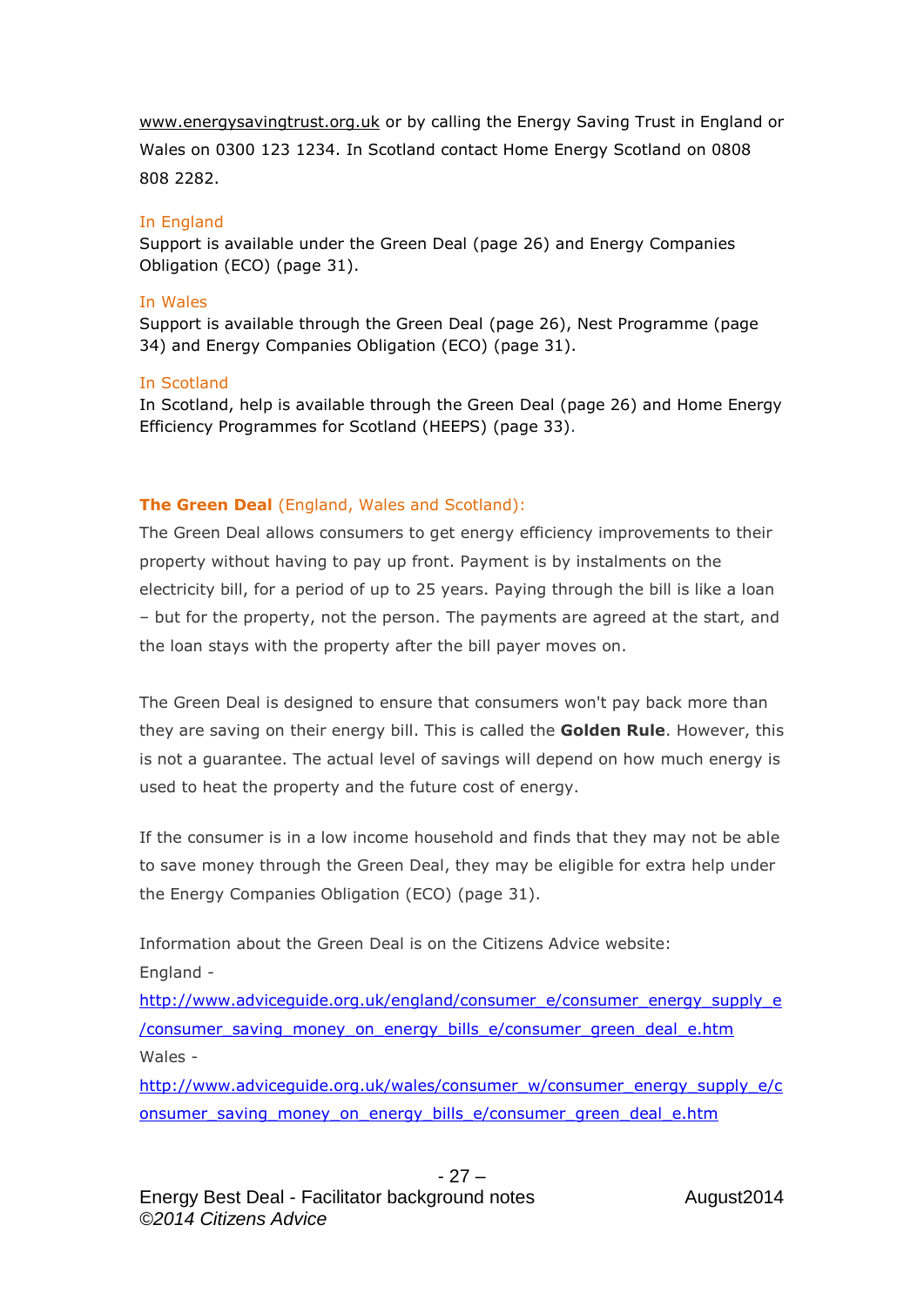www.energysavingtrust.org.uk or by calling the Energy Saving Trust in England or Wales on 0300 123 1234. In Scotland contact Home Energy Scotland on 0808 808 2282.

### In England

Support is available under the Green Deal (page 26) and Energy Companies Obligation (ECO) (page 31).

### In Wales

Support is available through the Green Deal (page 26), Nest Programme (page 34) and Energy Companies Obligation (ECO) (page 31).

### In Scotland

In Scotland, help is available through the Green Deal (page 26) and Home Energy Efficiency Programmes for Scotland (HEEPS) (page 33).

## **The Green Deal** (England, Wales and Scotland):

The Green Deal allows consumers to get energy efficiency improvements to their property without having to pay up front. Payment is by instalments on the electricity bill, for a period of up to 25 years. Paying through the bill is like a loan – but for the property, not the person. The payments are agreed at the start, and the loan stays with the property after the bill payer moves on.

The Green Deal is designed to ensure that consumers won't pay back more than they are saving on their energy bill. This is called the **Golden Rule**. However, this is not a guarantee. The actual level of savings will depend on how much energy is used to heat the property and the future cost of energy.

If the consumer is in a low income household and finds that they may not be able to save money through the Green Deal, they may be eligible for extra help under the Energy Companies Obligation (ECO) (page 31).

Information about the Green Deal is on the Citizens Advice website:

England - http://www.adviceguide.org.uk/england/consumer_e/consumer_energy_supply_e/consumer_saving_money_on_energy_bills_e/consumer_green_deal_e.htm

Wales - http://www.adviceguide.org.uk/wales/consumer_w/consumer_energy_supply_e/consumer_saving_money_on_energy_bills_e/consumer_green_deal_e.htm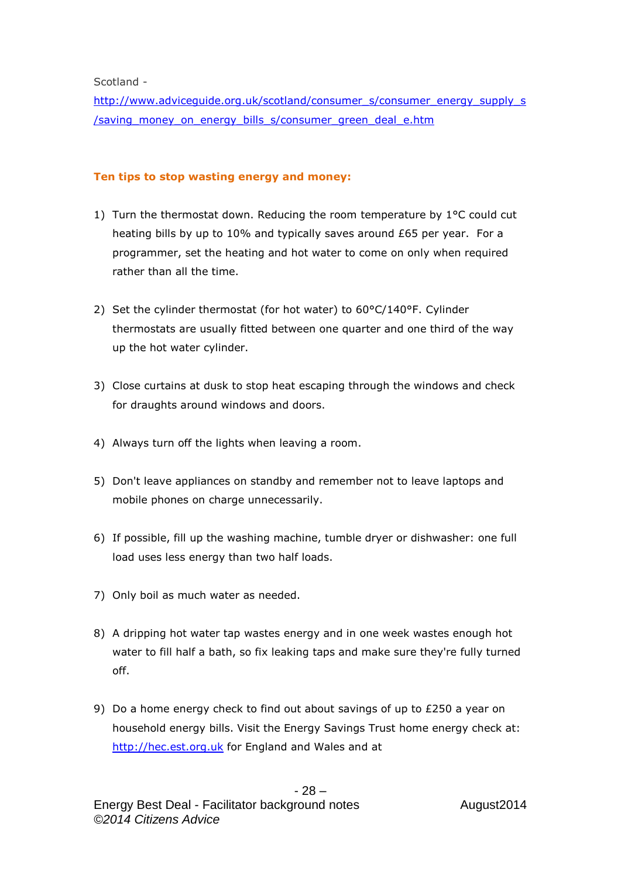Scotland - [http://www.adviceguide.org.uk/scotland/consumer_s/consumer_energy_supply_s/saving_money_on_energy_bills_s/consumer_green_deal_e.htm](http://www.adviceguide.org.uk/scotland/consumer_s/consumer_energy_supply_s/saving_money_on_energy_bills_s/consumer_green_deal_e.htm)

**Ten tips to stop wasting energy and money:**

1) Turn the thermostat down. Reducing the room temperature by 1°C could cut heating bills by up to 10% and typically saves around £65 per year. For a programmer, set the heating and hot water to come on only when required rather than all the time.

2) Set the cylinder thermostat (for hot water) to 60°C/140°F. Cylinder thermostats are usually fitted between one quarter and one third of the way up the hot water cylinder.

3) Close curtains at dusk to stop heat escaping through the windows and check for draughts around windows and doors.

4) Always turn off the lights when leaving a room.

5) Don't leave appliances on standby and remember not to leave laptops and mobile phones on charge unnecessarily.

6) If possible, fill up the washing machine, tumble dryer or dishwasher: one full load uses less energy than two half loads.

7) Only boil as much water as needed.

8) A dripping hot water tap wastes energy and in one week wastes enough hot water to fill half a bath, so fix leaking taps and make sure they're fully turned off.

9) Do a home energy check to find out about savings of up to £250 a year on household energy bills. Visit the Energy Savings Trust home energy check at: [http://hec.est.org.uk](http://hec.est.org.uk) for England and Wales and at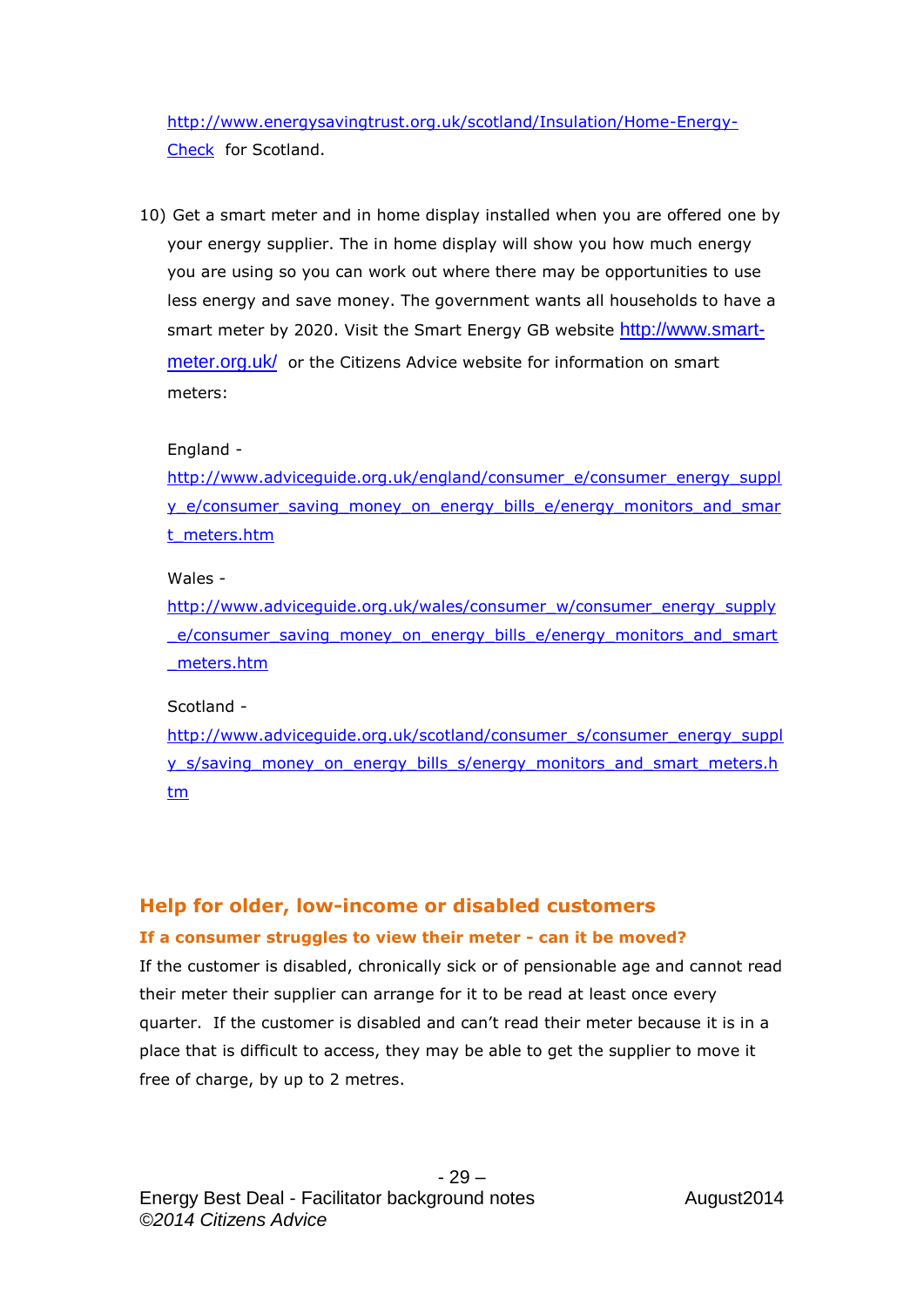http://www.energysavingtrust.org.uk/scotland/Insulation/Home-Energy-Check for Scotland.

10) Get a smart meter and in home display installed when you are offered one by your energy supplier. The in home display will show you how much energy you are using so you can work out where there may be opportunities to use less energy and save money. The government wants all households to have a smart meter by 2020. Visit the Smart Energy GB website http://www.smart-meter.org.uk/ or the Citizens Advice website for information on smart meters:

    England - http://www.adviceguide.org.uk/england/consumer_e/consumer_energy_supply_e/consumer_saving_money_on_energy_bills_e/energy_monitors_and_smart_meters.htm

    Wales - http://www.adviceguide.org.uk/wales/consumer_w/consumer_energy_supply_e/consumer_saving_money_on_energy_bills_e/energy_monitors_and_smart_meters.htm

    Scotland - http://www.adviceguide.org.uk/scotland/consumer_s/consumer_energy_supply_s/saving_money_on_energy_bills_s/energy_monitors_and_smart_meters.htm

## Help for older, low-income or disabled customers

### If a consumer struggles to view their meter - can it be moved?

If the customer is disabled, chronically sick or of pensionable age and cannot read their meter their supplier can arrange for it to be read at least once every quarter. If the customer is disabled and can't read their meter because it is in a place that is difficult to access, they may be able to get the supplier to move it free of charge, by up to 2 metres.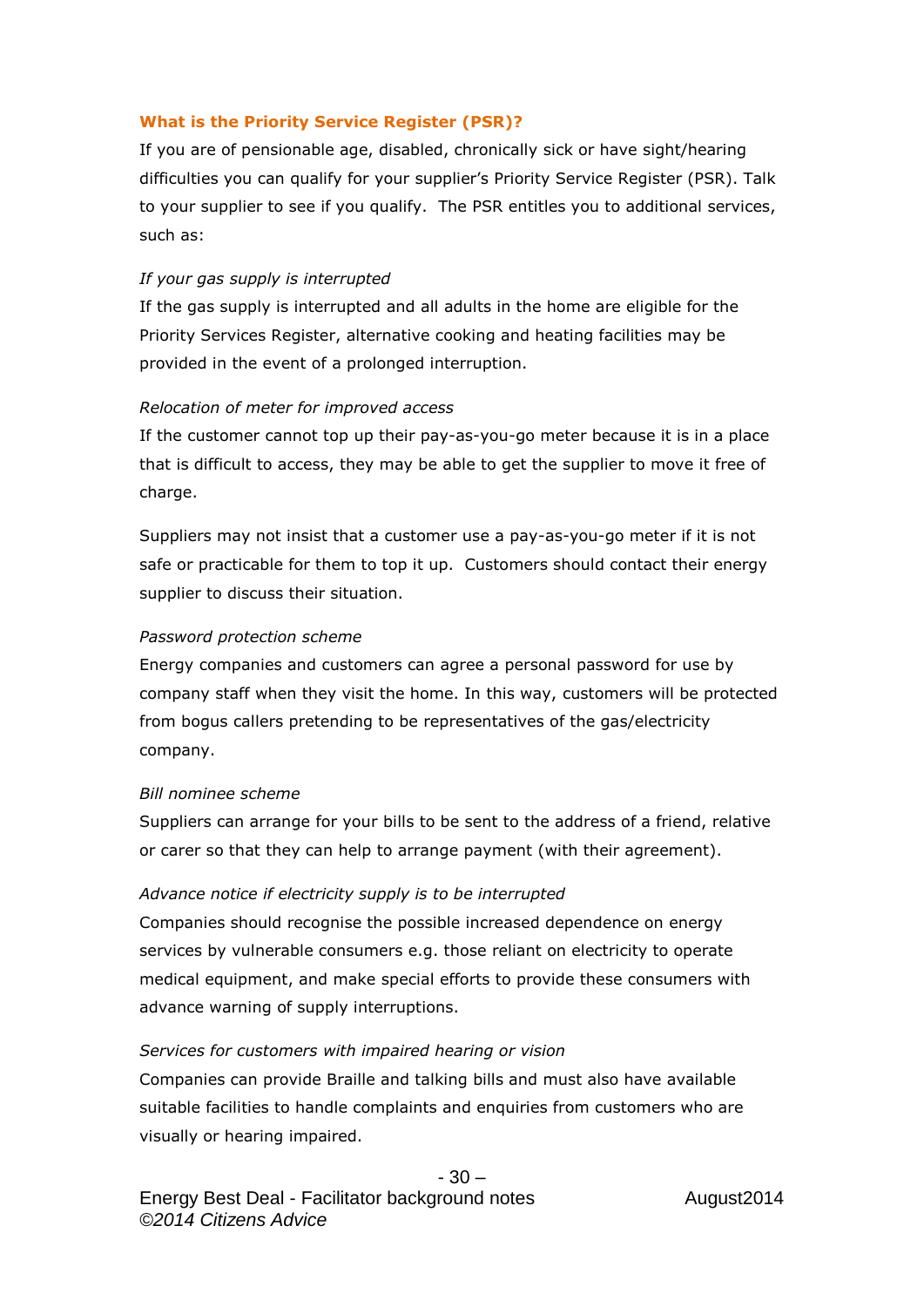**What is the Priority Service Register (PSR)?**

If you are of pensionable age, disabled, chronically sick or have sight/hearing difficulties you can qualify for your supplier's Priority Service Register (PSR). Talk to your supplier to see if you qualify. The PSR entitles you to additional services, such as:

*If your gas supply is interrupted*

If the gas supply is interrupted and all adults in the home are eligible for the Priority Services Register, alternative cooking and heating facilities may be provided in the event of a prolonged interruption.

*Relocation of meter for improved access*

If the customer cannot top up their pay-as-you-go meter because it is in a place that is difficult to access, they may be able to get the supplier to move it free of charge.

Suppliers may not insist that a customer use a pay-as-you-go meter if it is not safe or practicable for them to top it up. Customers should contact their energy supplier to discuss their situation.

*Password protection scheme*

Energy companies and customers can agree a personal password for use by company staff when they visit the home. In this way, customers will be protected from bogus callers pretending to be representatives of the gas/electricity company.

*Bill nominee scheme*

Suppliers can arrange for your bills to be sent to the address of a friend, relative or carer so that they can help to arrange payment (with their agreement).

*Advance notice if electricity supply is to be interrupted*

Companies should recognise the possible increased dependence on energy services by vulnerable consumers e.g. those reliant on electricity to operate medical equipment, and make special efforts to provide these consumers with advance warning of supply interruptions.

*Services for customers with impaired hearing or vision*

Companies can provide Braille and talking bills and must also have available suitable facilities to handle complaints and enquiries from customers who are visually or hearing impaired.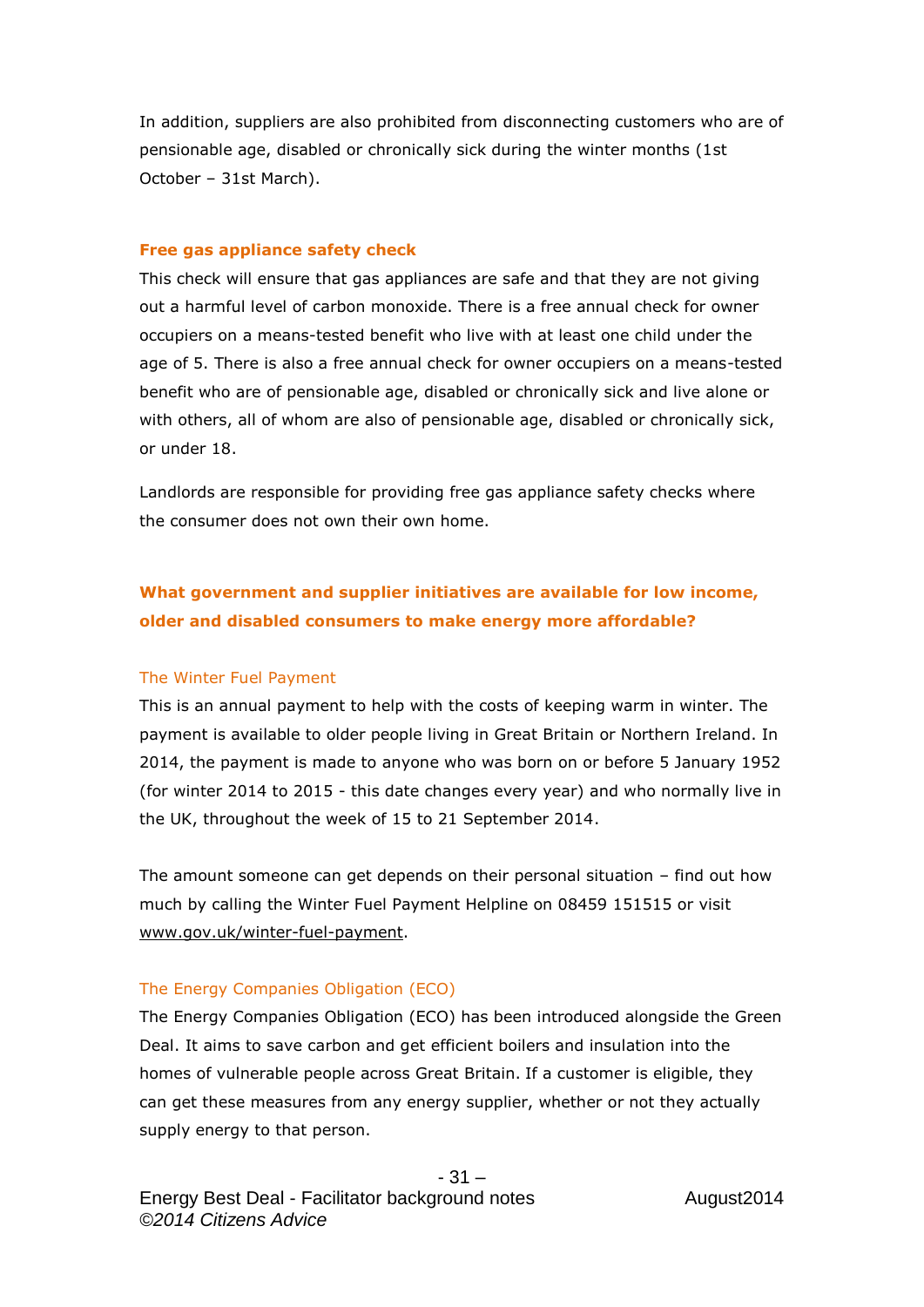In addition, suppliers are also prohibited from disconnecting customers who are of pensionable age, disabled or chronically sick during the winter months (1st October – 31st March).

### Free gas appliance safety check

This check will ensure that gas appliances are safe and that they are not giving out a harmful level of carbon monoxide. There is a free annual check for owner occupiers on a means-tested benefit who live with at least one child under the age of 5. There is also a free annual check for owner occupiers on a means-tested benefit who are of pensionable age, disabled or chronically sick and live alone or with others, all of whom are also of pensionable age, disabled or chronically sick, or under 18.

Landlords are responsible for providing free gas appliance safety checks where the consumer does not own their own home.

## What government and supplier initiatives are available for low income, older and disabled consumers to make energy more affordable?

### The Winter Fuel Payment

This is an annual payment to help with the costs of keeping warm in winter. The payment is available to older people living in Great Britain or Northern Ireland. In 2014, the payment is made to anyone who was born on or before 5 January 1952 (for winter 2014 to 2015 - this date changes every year) and who normally live in the UK, throughout the week of 15 to 21 September 2014.

The amount someone can get depends on their personal situation – find out how much by calling the Winter Fuel Payment Helpline on 08459 151515 or visit www.gov.uk/winter-fuel-payment.

### The Energy Companies Obligation (ECO)

The Energy Companies Obligation (ECO) has been introduced alongside the Green Deal. It aims to save carbon and get efficient boilers and insulation into the homes of vulnerable people across Great Britain. If a customer is eligible, they can get these measures from any energy supplier, whether or not they actually supply energy to that person.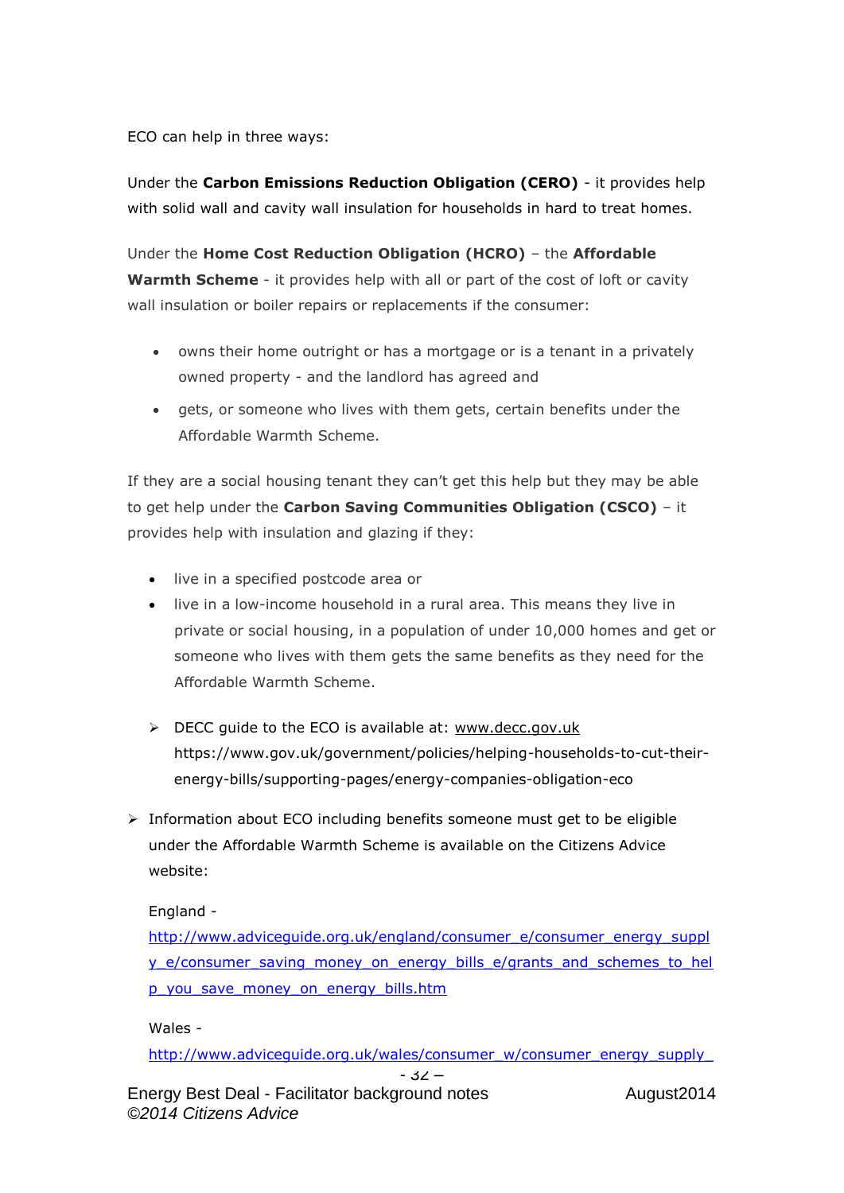ECO can help in three ways:

Under the **Carbon Emissions Reduction Obligation (CERO)** - it provides help with solid wall and cavity wall insulation for households in hard to treat homes.

Under the **Home Cost Reduction Obligation (HCRO)** – the **Affordable Warmth Scheme** - it provides help with all or part of the cost of loft or cavity wall insulation or boiler repairs or replacements if the consumer:

- owns their home outright or has a mortgage or is a tenant in a privately owned property - and the landlord has agreed and
- gets, or someone who lives with them gets, certain benefits under the Affordable Warmth Scheme.

If they are a social housing tenant they can't get this help but they may be able to get help under the **Carbon Saving Communities Obligation (CSCO)** – it provides help with insulation and glazing if they:

- live in a specified postcode area or
- live in a low-income household in a rural area. This means they live in private or social housing, in a population of under 10,000 homes and get or someone who lives with them gets the same benefits as they need for the Affordable Warmth Scheme.

> - DECC guide to the ECO is available at: www.decc.gov.uk https://www.gov.uk/government/policies/helping-households-to-cut-their-energy-bills/supporting-pages/energy-companies-obligation-eco

- Information about ECO including benefits someone must get to be eligible under the Affordable Warmth Scheme is available on the Citizens Advice website:

  England - http://www.adviceguide.org.uk/england/consumer_e/consumer_energy_supply_e/consumer_saving_money_on_energy_bills_e/grants_and_schemes_to_help_you_save_money_on_energy_bills.htm

  Wales - http://www.adviceguide.org.uk/wales/consumer_w/consumer_energy_supply_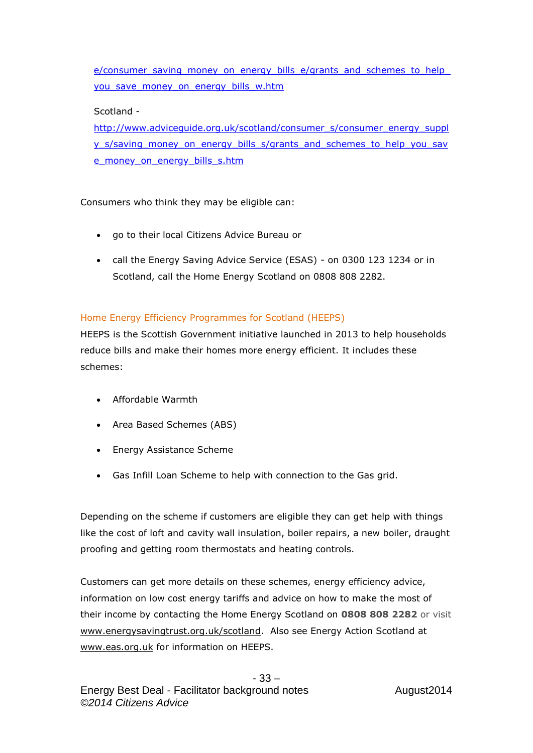e/consumer_saving_money_on_energy_bills_e/grants_and_schemes_to_help_you_save_money_on_energy_bills_w.htm

Scotland - http://www.adviceguide.org.uk/scotland/consumer_s/consumer_energy_supply_s/saving_money_on_energy_bills_s/grants_and_schemes_to_help_you_save_money_on_energy_bills_s.htm

Consumers who think they may be eligible can:

- go to their local Citizens Advice Bureau or
- call the Energy Saving Advice Service (ESAS) - on 0300 123 1234 or in Scotland, call the Home Energy Scotland on 0808 808 2282.

### Home Energy Efficiency Programmes for Scotland (HEEPS)

HEEPS is the Scottish Government initiative launched in 2013 to help households reduce bills and make their homes more energy efficient. It includes these schemes:

- Affordable Warmth
- Area Based Schemes (ABS)
- Energy Assistance Scheme
- Gas Infill Loan Scheme to help with connection to the Gas grid.

Depending on the scheme if customers are eligible they can get help with things like the cost of loft and cavity wall insulation, boiler repairs, a new boiler, draught proofing and getting room thermostats and heating controls.

Customers can get more details on these schemes, energy efficiency advice, information on low cost energy tariffs and advice on how to make the most of their income by contacting the Home Energy Scotland on **0808 808 2282** or visit www.energysavingtrust.org.uk/scotland. Also see Energy Action Scotland at www.eas.org.uk for information on HEEPS.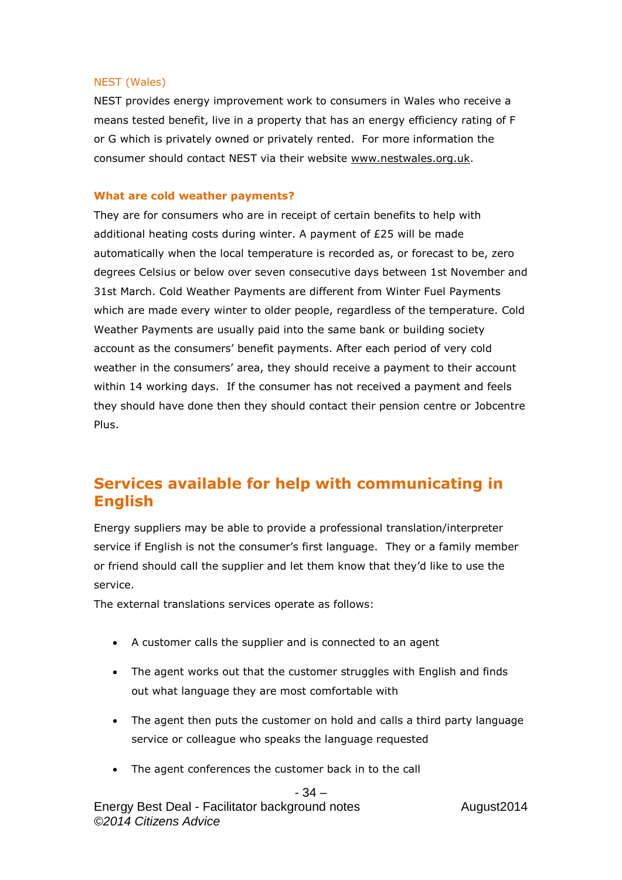### NEST (Wales)

NEST provides energy improvement work to consumers in Wales who receive a means tested benefit, live in a property that has an energy efficiency rating of F or G which is privately owned or privately rented. For more information the consumer should contact NEST via their website www.nestwales.org.uk.

#### What are cold weather payments?

They are for consumers who are in receipt of certain benefits to help with additional heating costs during winter. A payment of £25 will be made automatically when the local temperature is recorded as, or forecast to be, zero degrees Celsius or below over seven consecutive days between 1st November and 31st March. Cold Weather Payments are different from Winter Fuel Payments which are made every winter to older people, regardless of the temperature. Cold Weather Payments are usually paid into the same bank or building society account as the consumers' benefit payments. After each period of very cold weather in the consumers' area, they should receive a payment to their account within 14 working days. If the consumer has not received a payment and feels they should have done then they should contact their pension centre or Jobcentre Plus.

## Services available for help with communicating in English

Energy suppliers may be able to provide a professional translation/interpreter service if English is not the consumer's first language. They or a family member or friend should call the supplier and let them know that they'd like to use the service.

The external translations services operate as follows:

- A customer calls the supplier and is connected to an agent
- The agent works out that the customer struggles with English and finds out what language they are most comfortable with
- The agent then puts the customer on hold and calls a third party language service or colleague who speaks the language requested
- The agent conferences the customer back in to the call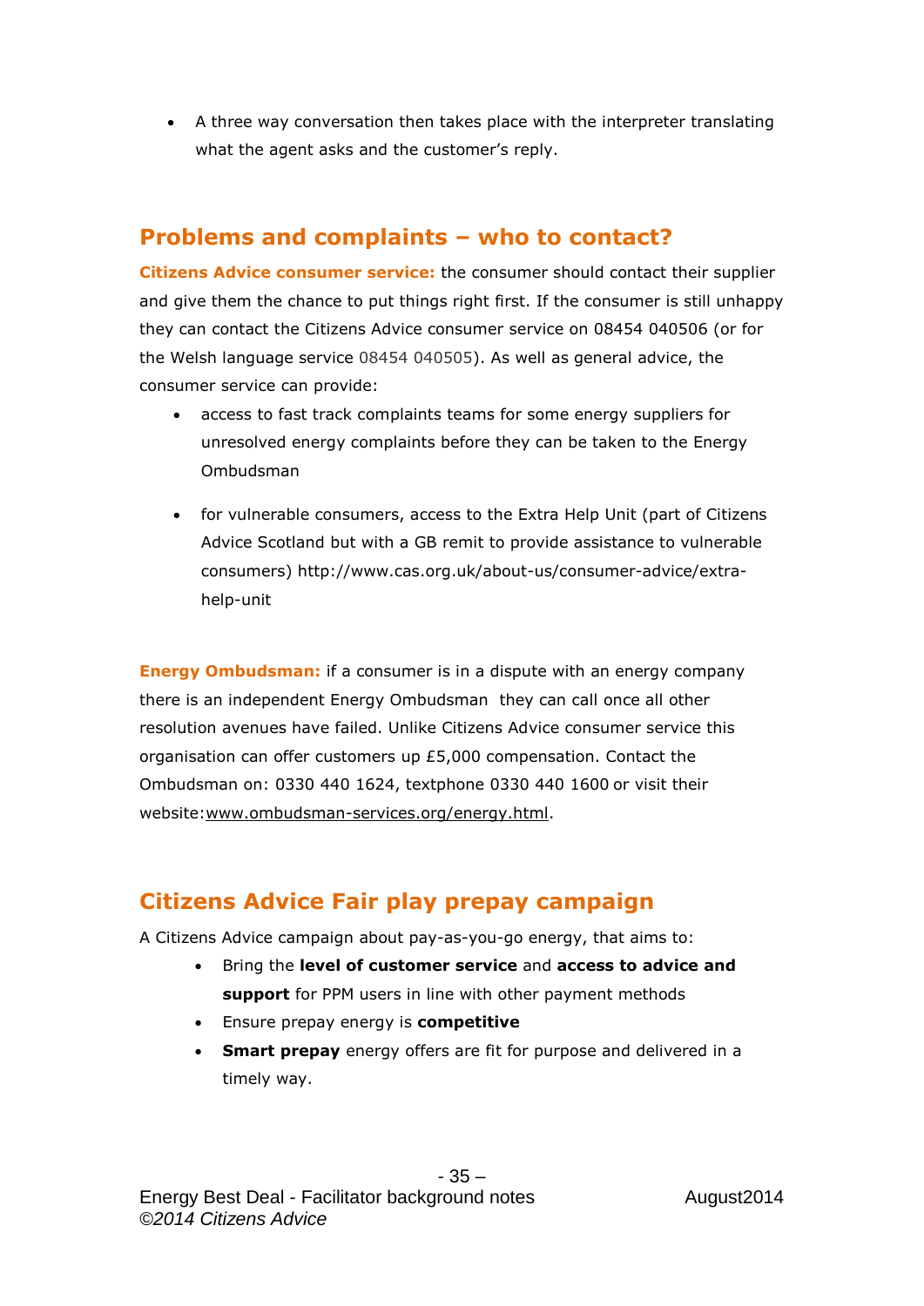- A three way conversation then takes place with the interpreter translating what the agent asks and the customer's reply.

## Problems and complaints – who to contact?

**Citizens Advice consumer service:** the consumer should contact their supplier and give them the chance to put things right first. If the consumer is still unhappy they can contact the Citizens Advice consumer service on 08454 040506 (or for the Welsh language service 08454 040505). As well as general advice, the consumer service can provide:

- access to fast track complaints teams for some energy suppliers for unresolved energy complaints before they can be taken to the Energy Ombudsman
- for vulnerable consumers, access to the Extra Help Unit (part of Citizens Advice Scotland but with a GB remit to provide assistance to vulnerable consumers) http://www.cas.org.uk/about-us/consumer-advice/extra-help-unit

**Energy Ombudsman:** if a consumer is in a dispute with an energy company there is an independent Energy Ombudsman they can call once all other resolution avenues have failed. Unlike Citizens Advice consumer service this organisation can offer customers up £5,000 compensation. Contact the Ombudsman on: 0330 440 1624, textphone 0330 440 1600 or visit their website:www.ombudsman-services.org/energy.html.

## Citizens Advice Fair play prepay campaign

A Citizens Advice campaign about pay-as-you-go energy, that aims to:

- Bring the **level of customer service** and **access to advice and support** for PPM users in line with other payment methods
- Ensure prepay energy is **competitive**
- **Smart prepay** energy offers are fit for purpose and delivered in a timely way.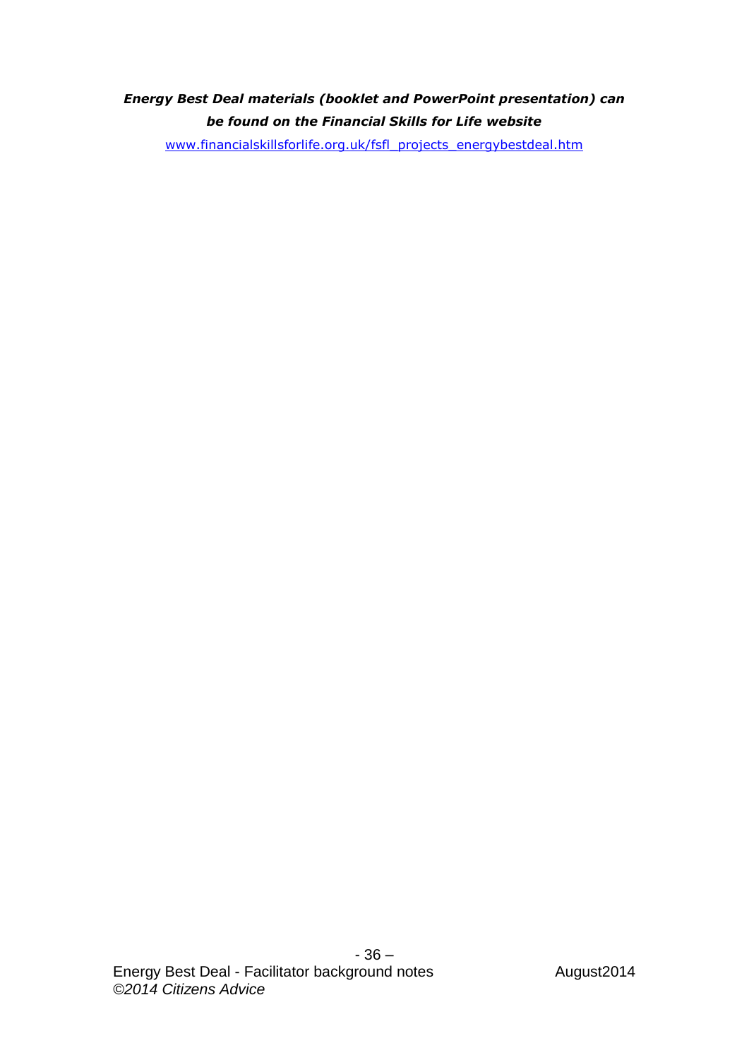***Energy Best Deal materials (booklet and PowerPoint presentation) can be found on the Financial Skills for Life website***

[www.financialskillsforlife.org.uk/fsfl_projects_energybestdeal.htm](www.financialskillsforlife.org.uk/fsfl_projects_energybestdeal.htm)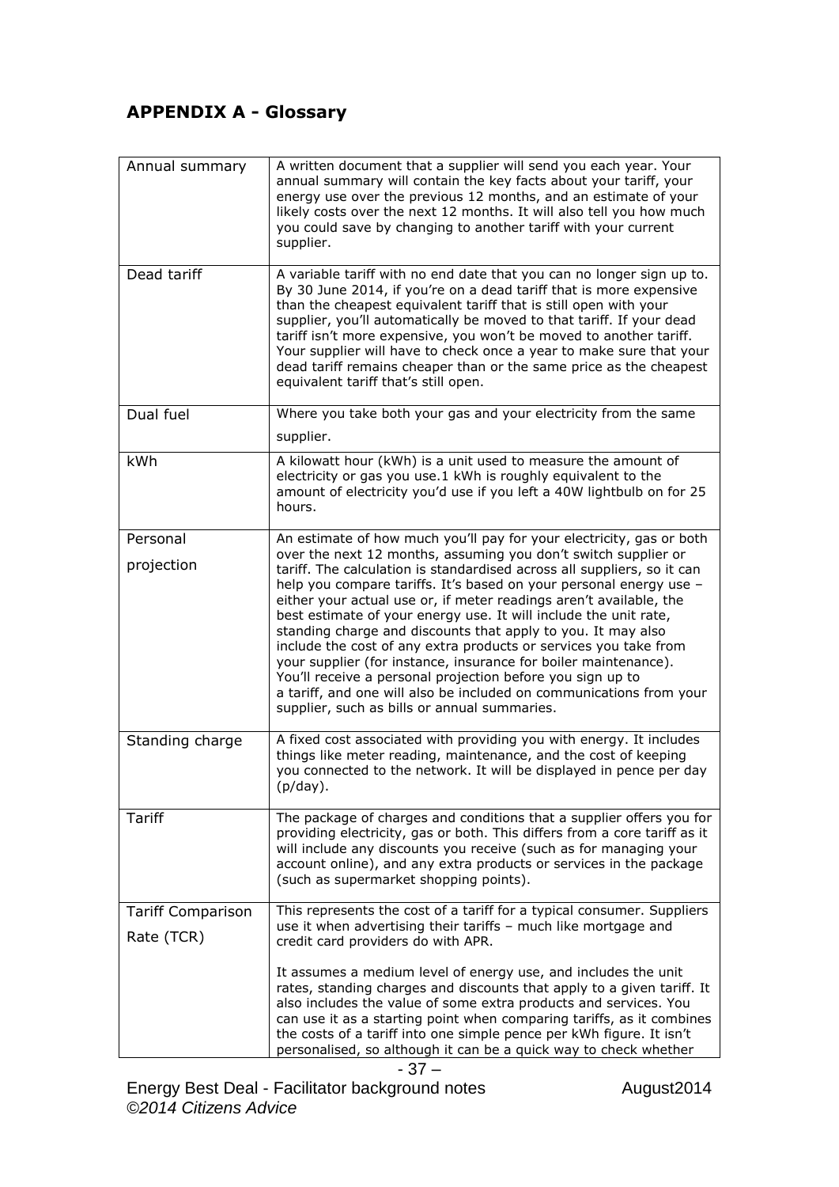## APPENDIX A - Glossary

| | |
|---|---|
| Annual summary | A written document that a supplier will send you each year. Your annual summary will contain the key facts about your tariff, your energy use over the previous 12 months, and an estimate of your likely costs over the next 12 months. It will also tell you how much you could save by changing to another tariff with your current supplier. |
| Dead tariff | A variable tariff with no end date that you can no longer sign up to. By 30 June 2014, if you're on a dead tariff that is more expensive than the cheapest equivalent tariff that is still open with your supplier, you'll automatically be moved to that tariff. If your dead tariff isn't more expensive, you won't be moved to another tariff. Your supplier will have to check once a year to make sure that your dead tariff remains cheaper than or the same price as the cheapest equivalent tariff that's still open. |
| Dual fuel | Where you take both your gas and your electricity from the same supplier. |
| kWh | A kilowatt hour (kWh) is a unit used to measure the amount of electricity or gas you use.1 kWh is roughly equivalent to the amount of electricity you'd use if you left a 40W lightbulb on for 25 hours. |
| Personal projection | An estimate of how much you'll pay for your electricity, gas or both over the next 12 months, assuming you don't switch supplier or tariff. The calculation is standardised across all suppliers, so it can help you compare tariffs. It's based on your personal energy use – either your actual use or, if meter readings aren't available, the best estimate of your energy use. It will include the unit rate, standing charge and discounts that apply to you. It may also include the cost of any extra products or services you take from your supplier (for instance, insurance for boiler maintenance). You'll receive a personal projection before you sign up to a tariff, and one will also be included on communications from your supplier, such as bills or annual summaries. |
| Standing charge | A fixed cost associated with providing you with energy. It includes things like meter reading, maintenance, and the cost of keeping you connected to the network. It will be displayed in pence per day (p/day). |
| Tariff | The package of charges and conditions that a supplier offers you for providing electricity, gas or both. This differs from a core tariff as it will include any discounts you receive (such as for managing your account online), and any extra products or services in the package (such as supermarket shopping points). |
| Tariff Comparison Rate (TCR) | This represents the cost of a tariff for a typical consumer. Suppliers use it when advertising their tariffs – much like mortgage and credit card providers do with APR.<br><br>It assumes a medium level of energy use, and includes the unit rates, standing charges and discounts that apply to a given tariff. It also includes the value of some extra products and services. You can use it as a starting point when comparing tariffs, as it combines the costs of a tariff into one simple pence per kWh figure. It isn't personalised, so although it can be a quick way to check whether |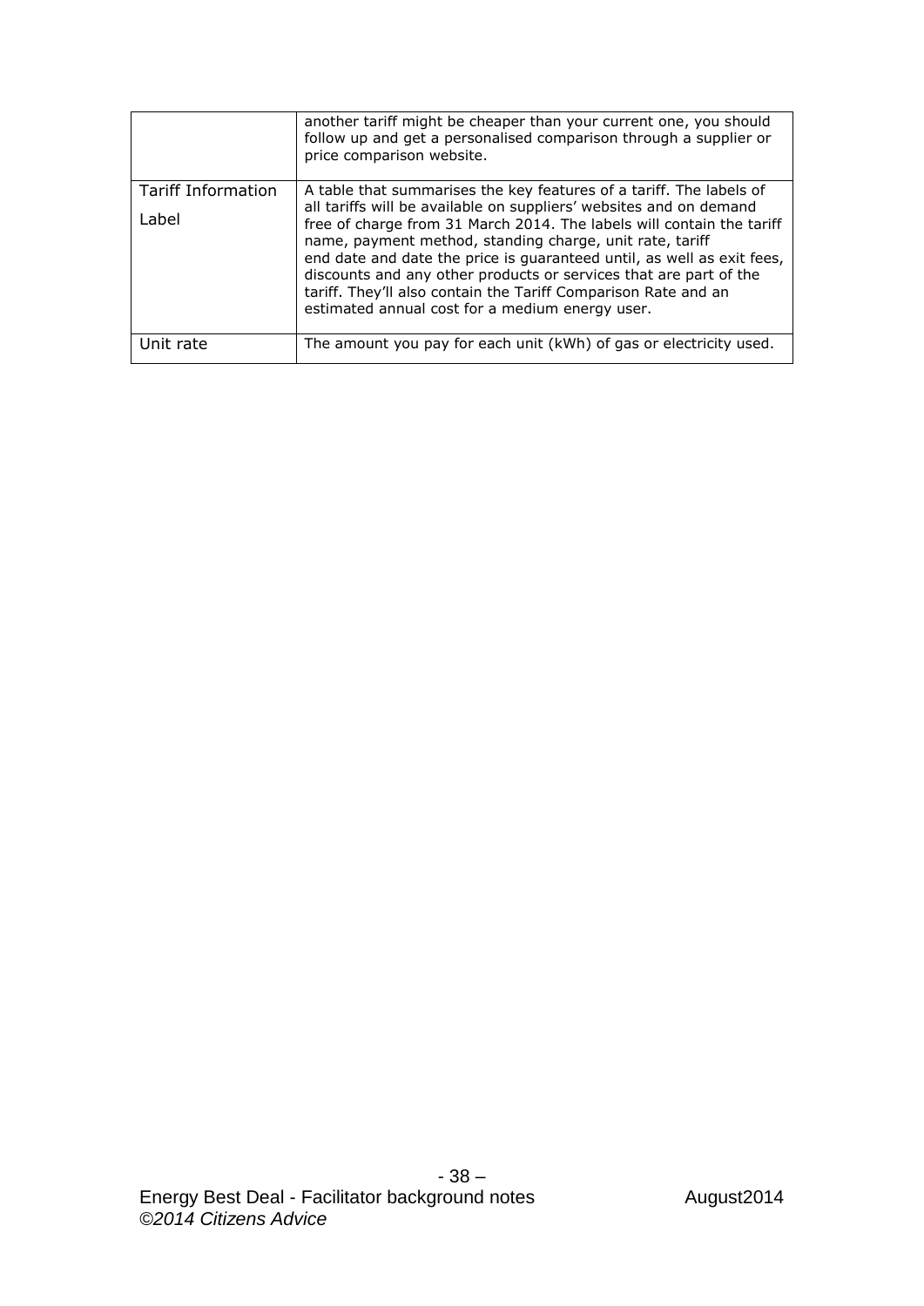| | |
|---|---|
| | another tariff might be cheaper than your current one, you should follow up and get a personalised comparison through a supplier or price comparison website. |
| Tariff Information Label | A table that summarises the key features of a tariff. The labels of all tariffs will be available on suppliers' websites and on demand free of charge from 31 March 2014. The labels will contain the tariff name, payment method, standing charge, unit rate, tariff end date and date the price is guaranteed until, as well as exit fees, discounts and any other products or services that are part of the tariff. They'll also contain the Tariff Comparison Rate and an estimated annual cost for a medium energy user. |
| Unit rate | The amount you pay for each unit (kWh) of gas or electricity used. |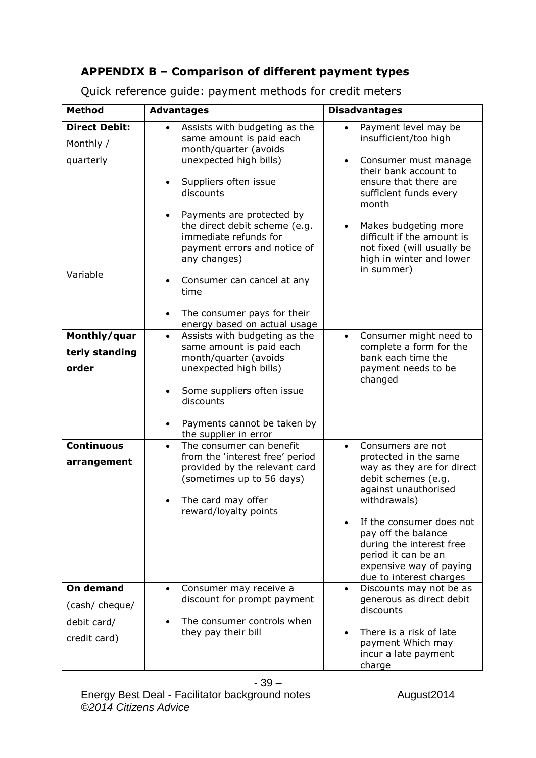## APPENDIX B – Comparison of different payment types

Quick reference guide: payment methods for credit meters

| Method | Advantages | Disadvantages |
|---|---|---|
| **Direct Debit:** Monthly / quarterly<br><br>Variable | • Assists with budgeting as the same amount is paid each month/quarter (avoids unexpected high bills)<br>• Suppliers often issue discounts<br>• Payments are protected by the direct debit scheme (e.g. immediate refunds for payment errors and notice of any changes)<br>• Consumer can cancel at any time<br>• The consumer pays for their energy based on actual usage | • Payment level may be insufficient/too high<br>• Consumer must manage their bank account to ensure that there are sufficient funds every month<br>• Makes budgeting more difficult if the amount is not fixed (will usually be high in winter and lower in summer) |
| **Monthly/quarterly standing order** | • Assists with budgeting as the same amount is paid each month/quarter (avoids unexpected high bills)<br>• Some suppliers often issue discounts<br>• Payments cannot be taken by the supplier in error | • Consumer might need to complete a form for the bank each time the payment needs to be changed |
| **Continuous arrangement** | • The consumer can benefit from the 'interest free' period provided by the relevant card (sometimes up to 56 days)<br>• The card may offer reward/loyalty points | • Consumers are not protected in the same way as they are for direct debit schemes (e.g. against unauthorised withdrawals)<br>• If the consumer does not pay off the balance during the interest free period it can be an expensive way of paying due to interest charges |
| **On demand** (cash/ cheque/ debit card/ credit card) | • Consumer may receive a discount for prompt payment<br>• The consumer controls when they pay their bill | • Discounts may not be as generous as direct debit discounts<br>• There is a risk of late payment Which may incur a late payment charge |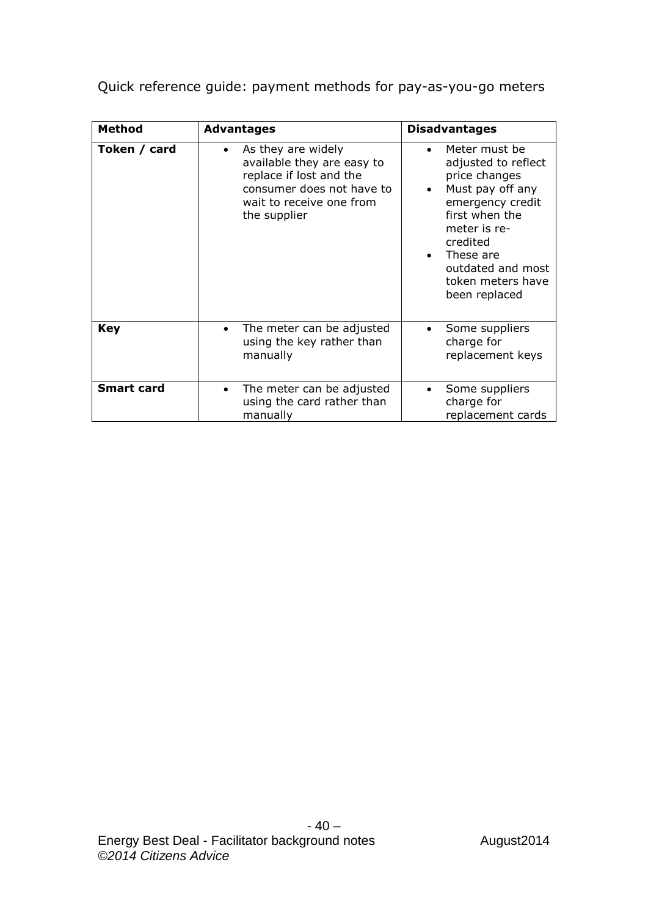Quick reference guide: payment methods for pay-as-you-go meters

| Method | Advantages | Disadvantages |
|---|---|---|
| **Token / card** | • As they are widely available they are easy to replace if lost and the consumer does not have to wait to receive one from the supplier | • Meter must be adjusted to reflect price changes<br>• Must pay off any emergency credit first when the meter is re-credited<br>• These are outdated and most token meters have been replaced |
| **Key** | • The meter can be adjusted using the key rather than manually | • Some suppliers charge for replacement keys |
| **Smart card** | • The meter can be adjusted using the card rather than manually | • Some suppliers charge for replacement cards |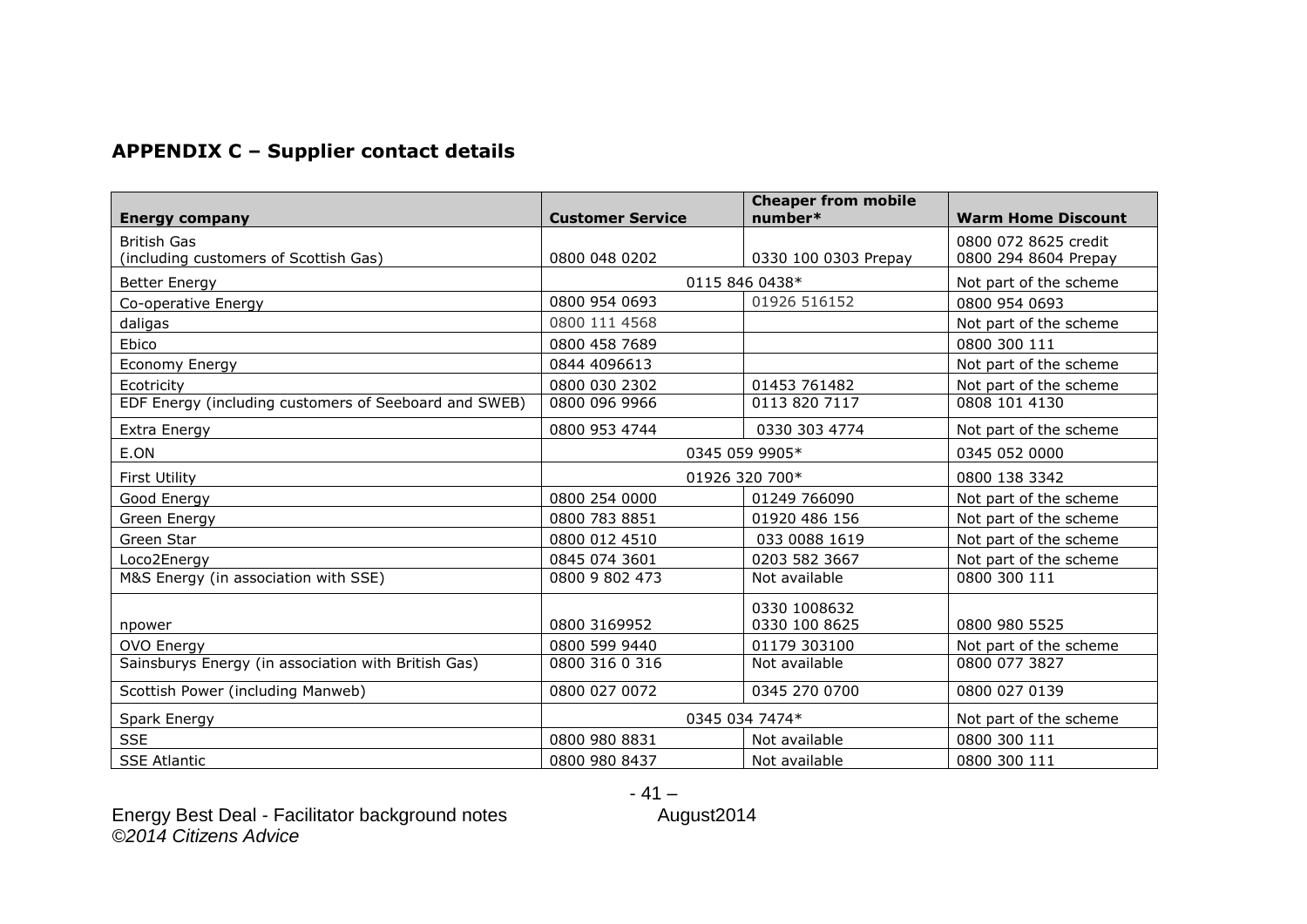## APPENDIX C – Supplier contact details

| Energy company | Customer Service | Cheaper from mobile number* | Warm Home Discount |
|---|---|---|---|
| British Gas (including customers of Scottish Gas) | 0800 048 0202 | 0330 100 0303 Prepay | 0800 072 8625 credit 0800 294 8604 Prepay |
| Better Energy | 0115 846 0438* | | Not part of the scheme |
| Co-operative Energy | 0800 954 0693 | 01926 516152 | 0800 954 0693 |
| daligas | 0800 111 4568 | | Not part of the scheme |
| Ebico | 0800 458 7689 | | 0800 300 111 |
| Economy Energy | 0844 4096613 | | Not part of the scheme |
| Ecotricity | 0800 030 2302 | 01453 761482 | Not part of the scheme |
| EDF Energy (including customers of Seeboard and SWEB) | 0800 096 9966 | 0113 820 7117 | 0808 101 4130 |
| Extra Energy | 0800 953 4744 | 0330 303 4774 | Not part of the scheme |
| E.ON | 0345 059 9905* | | 0345 052 0000 |
| First Utility | 01926 320 700* | | 0800 138 3342 |
| Good Energy | 0800 254 0000 | 01249 766090 | Not part of the scheme |
| Green Energy | 0800 783 8851 | 01920 486 156 | Not part of the scheme |
| Green Star | 0800 012 4510 | 033 0088 1619 | Not part of the scheme |
| Loco2Energy | 0845 074 3601 | 0203 582 3667 | Not part of the scheme |
| M&S Energy (in association with SSE) | 0800 9 802 473 | Not available | 0800 300 111 |
| npower | 0800 3169952 | 0330 1008632 0330 100 8625 | 0800 980 5525 |
| OVO Energy | 0800 599 9440 | 01179 303100 | Not part of the scheme |
| Sainsburys Energy (in association with British Gas) | 0800 316 0 316 | Not available | 0800 077 3827 |
| Scottish Power (including Manweb) | 0800 027 0072 | 0345 270 0700 | 0800 027 0139 |
| Spark Energy | 0345 034 7474* | | Not part of the scheme |
| SSE | 0800 980 8831 | Not available | 0800 300 111 |
| SSE Atlantic | 0800 980 8437 | Not available | 0800 300 111 |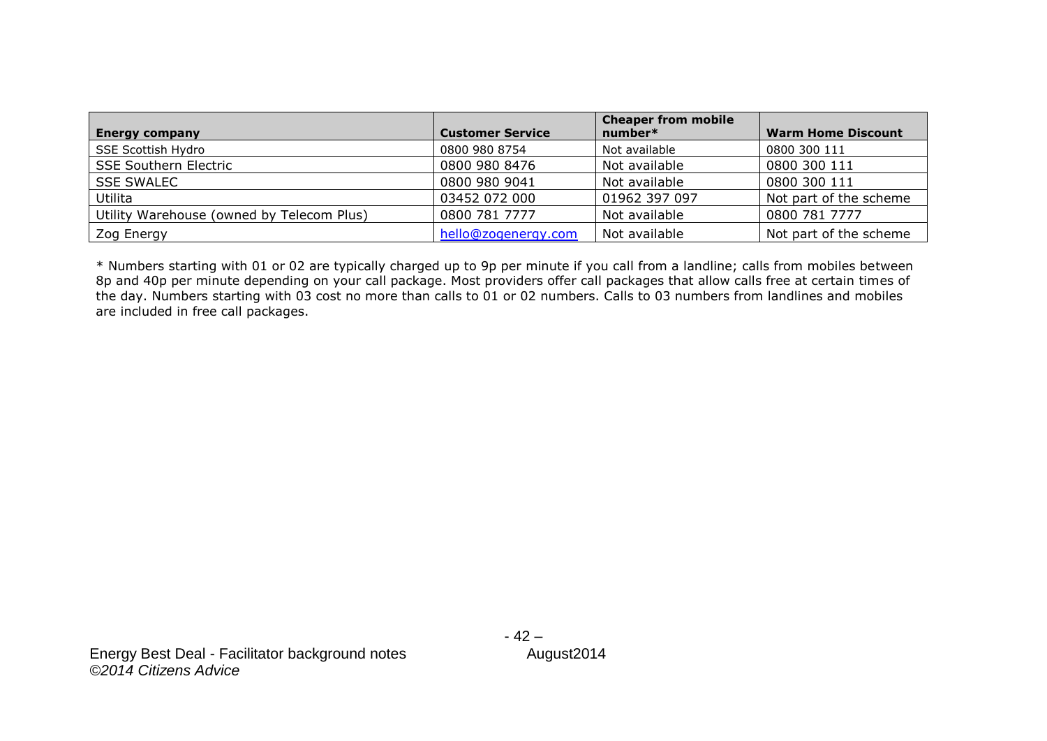| Energy company | Customer Service | Cheaper from mobile number* | Warm Home Discount |
|---|---|---|---|
| SSE Scottish Hydro | 0800 980 8754 | Not available | 0800 300 111 |
| SSE Southern Electric | 0800 980 8476 | Not available | 0800 300 111 |
| SSE SWALEC | 0800 980 9041 | Not available | 0800 300 111 |
| Utilita | 03452 072 000 | 01962 397 097 | Not part of the scheme |
| Utility Warehouse (owned by Telecom Plus) | 0800 781 7777 | Not available | 0800 781 7777 |
| Zog Energy | hello@zogenergy.com | Not available | Not part of the scheme |

* Numbers starting with 01 or 02 are typically charged up to 9p per minute if you call from a landline; calls from mobiles between 8p and 40p per minute depending on your call package. Most providers offer call packages that allow calls free at certain times of the day. Numbers starting with 03 cost no more than calls to 01 or 02 numbers. Calls to 03 numbers from landlines and mobiles are included in free call packages.